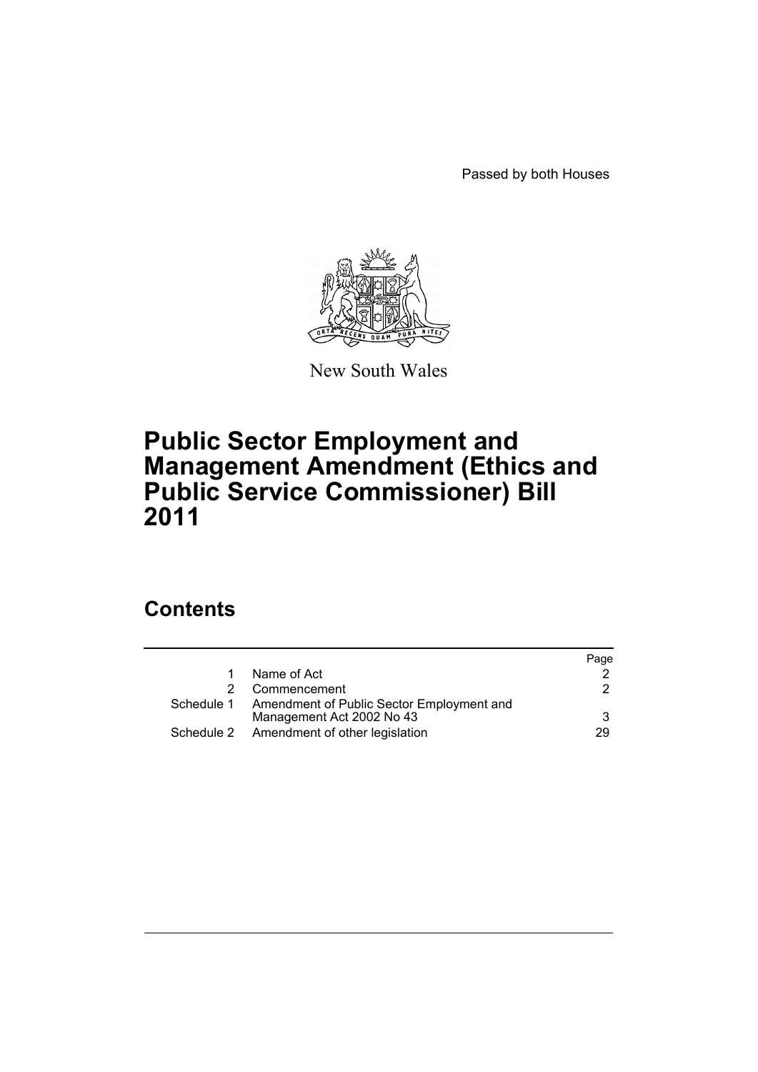Passed by both Houses

New South Wales

# Public Sector Employment and Management Amendment (Ethics and Public Service Commissioner) Bill 2011

## Contents

| | | Page |
|---|---|---|
| 1 | Name of Act | 2 |
| 2 | Commencement | 2 |
| Schedule 1 | Amendment of Public Sector Employment and Management Act 2002 No 43 | 3 |
| Schedule 2 | Amendment of other legislation | 29 |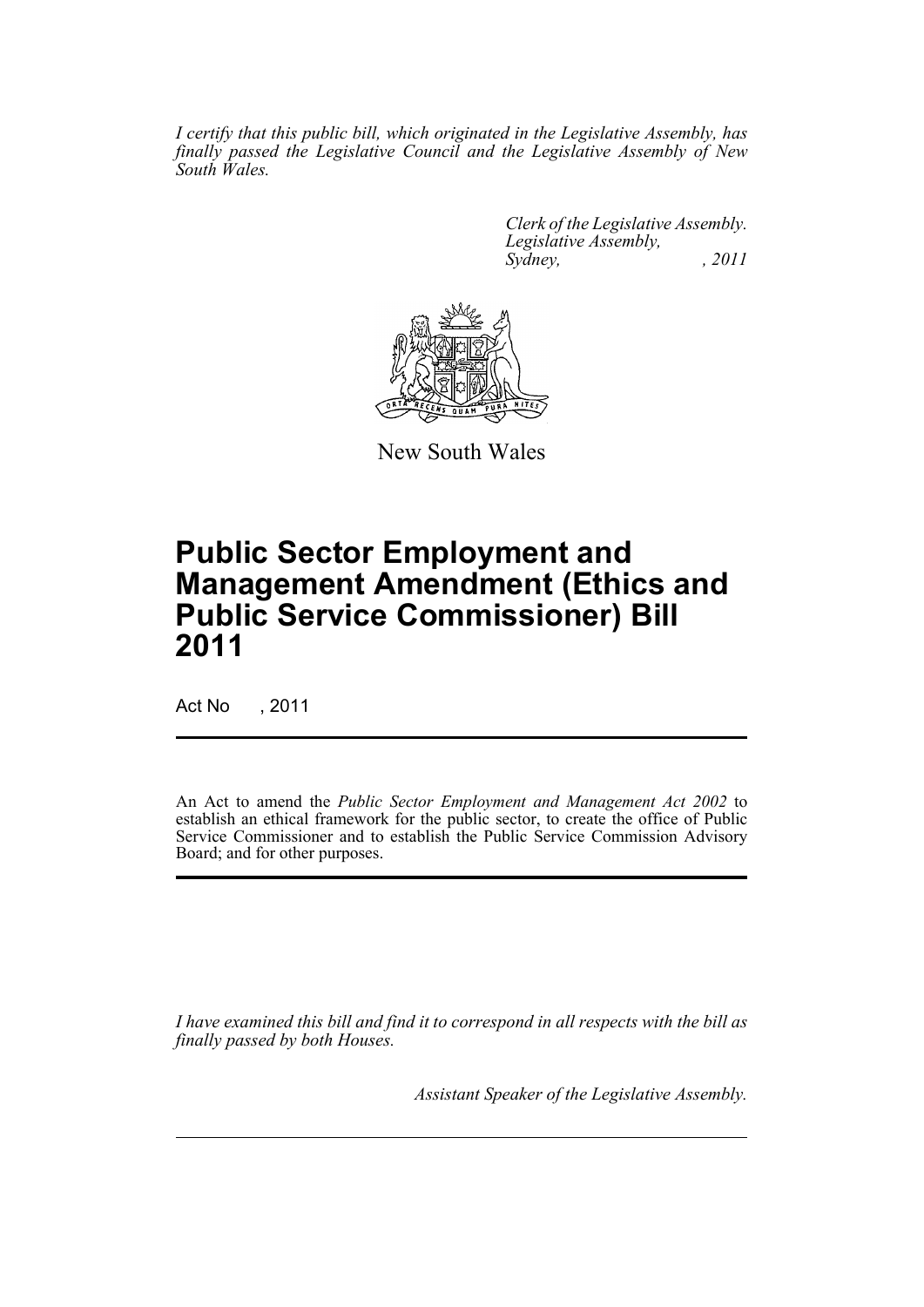*I certify that this public bill, which originated in the Legislative Assembly, has finally passed the Legislative Council and the Legislative Assembly of New South Wales.*

*Clerk of the Legislative Assembly.*
*Legislative Assembly,*
*Sydney, , 2011*

New South Wales

# Public Sector Employment and Management Amendment (Ethics and Public Service Commissioner) Bill 2011

Act No , 2011

An Act to amend the *Public Sector Employment and Management Act 2002* to establish an ethical framework for the public sector, to create the office of Public Service Commissioner and to establish the Public Service Commission Advisory Board; and for other purposes.

*I have examined this bill and find it to correspond in all respects with the bill as finally passed by both Houses.*

*Assistant Speaker of the Legislative Assembly.*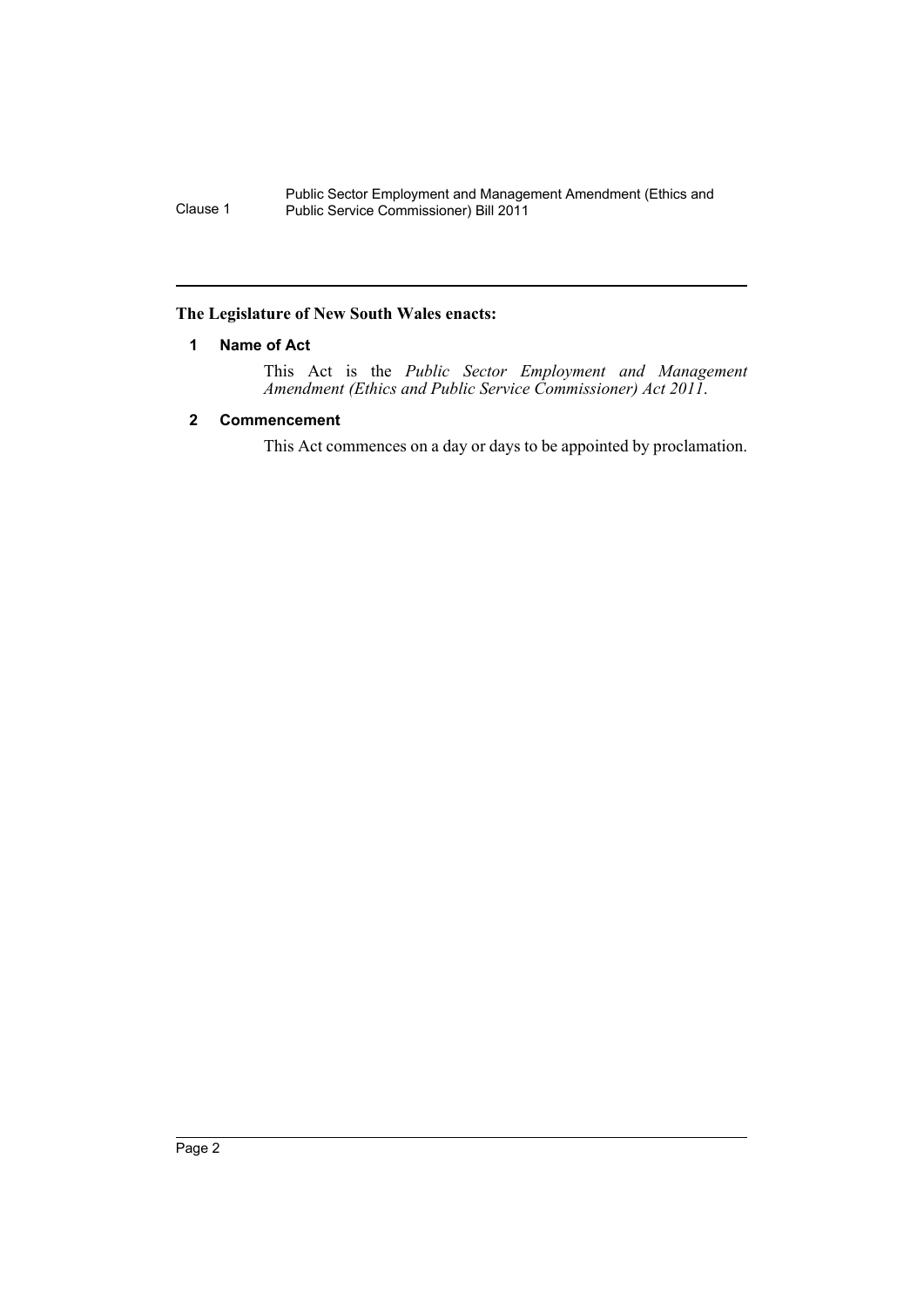**The Legislature of New South Wales enacts:**

### 1 Name of Act

This Act is the *Public Sector Employment and Management Amendment (Ethics and Public Service Commissioner) Act 2011*.

### 2 Commencement

This Act commences on a day or days to be appointed by proclamation.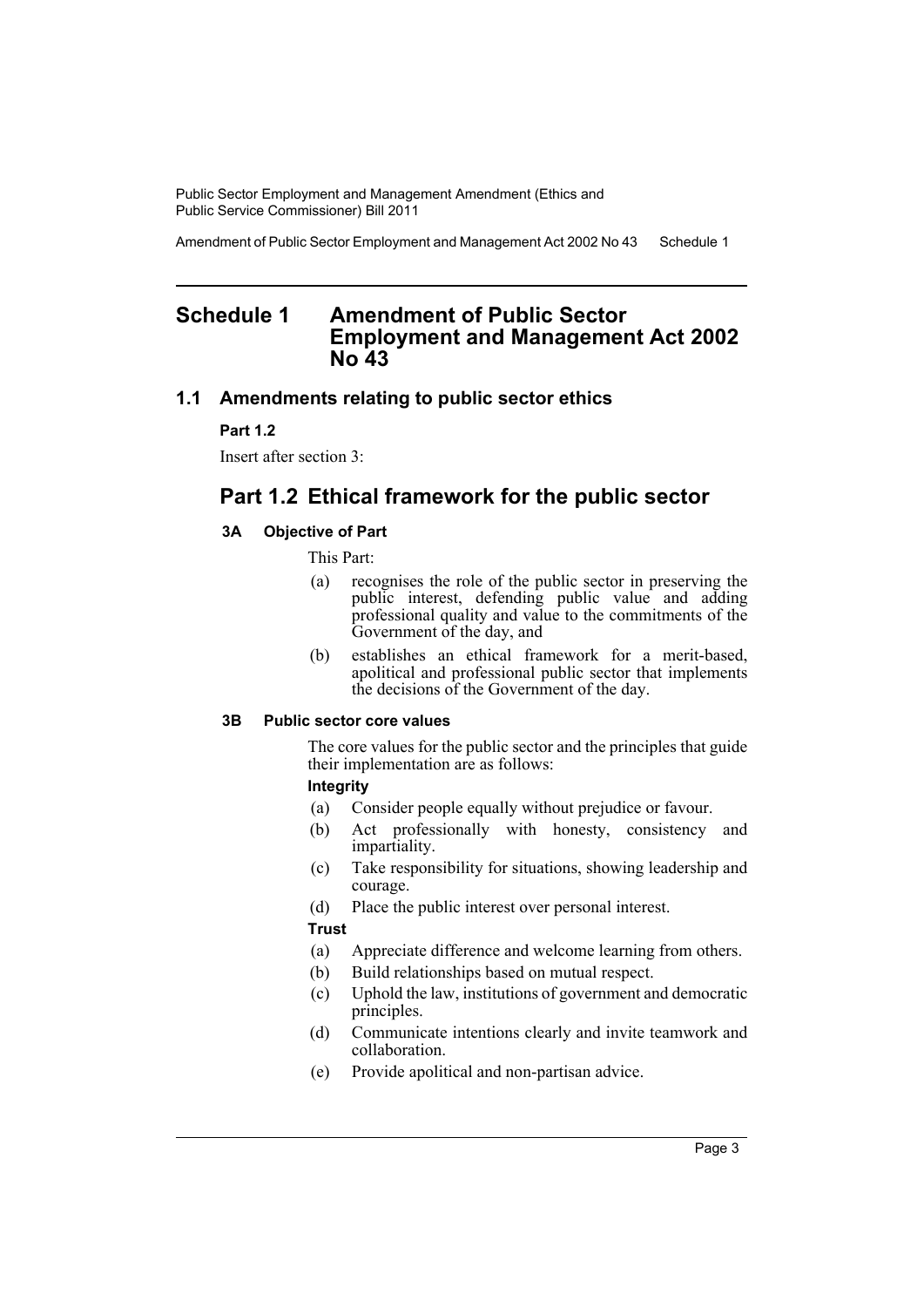# Schedule 1 Amendment of Public Sector Employment and Management Act 2002 No 43

## 1.1 Amendments relating to public sector ethics

**Part 1.2**

Insert after section 3:

## Part 1.2 Ethical framework for the public sector

### 3A Objective of Part

This Part:

- (a) recognises the role of the public sector in preserving the public interest, defending public value and adding professional quality and value to the commitments of the Government of the day, and
- (b) establishes an ethical framework for a merit-based, apolitical and professional public sector that implements the decisions of the Government of the day.

### 3B Public sector core values

The core values for the public sector and the principles that guide their implementation are as follows:

**Integrity**

- (a) Consider people equally without prejudice or favour.
- (b) Act professionally with honesty, consistency and impartiality.
- (c) Take responsibility for situations, showing leadership and courage.
- (d) Place the public interest over personal interest.

**Trust**

- (a) Appreciate difference and welcome learning from others.
- (b) Build relationships based on mutual respect.
- (c) Uphold the law, institutions of government and democratic principles.
- (d) Communicate intentions clearly and invite teamwork and collaboration.
- (e) Provide apolitical and non-partisan advice.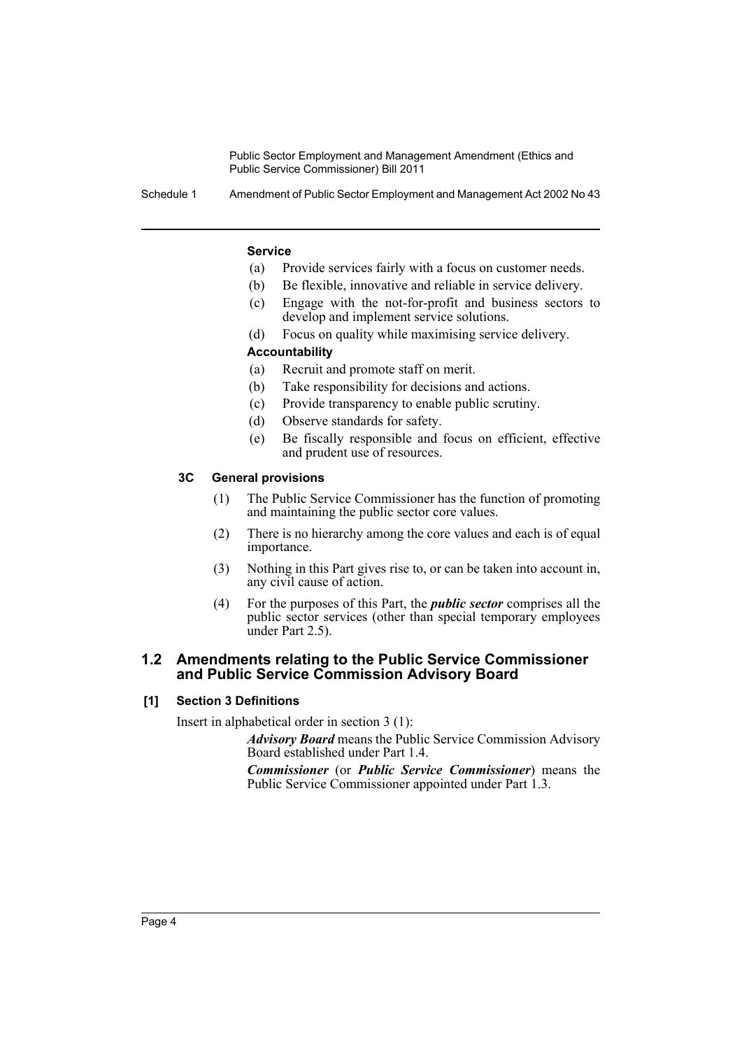**Service**

- (a) Provide services fairly with a focus on customer needs.
- (b) Be flexible, innovative and reliable in service delivery.
- (c) Engage with the not-for-profit and business sectors to develop and implement service solutions.
- (d) Focus on quality while maximising service delivery.

**Accountability**

- (a) Recruit and promote staff on merit.
- (b) Take responsibility for decisions and actions.
- (c) Provide transparency to enable public scrutiny.
- (d) Observe standards for safety.
- (e) Be fiscally responsible and focus on efficient, effective and prudent use of resources.

#### 3C General provisions

(1) The Public Service Commissioner has the function of promoting and maintaining the public sector core values.

(2) There is no hierarchy among the core values and each is of equal importance.

(3) Nothing in this Part gives rise to, or can be taken into account in, any civil cause of action.

(4) For the purposes of this Part, the ***public sector*** comprises all the public sector services (other than special temporary employees under Part 2.5).

## 1.2 Amendments relating to the Public Service Commissioner and Public Service Commission Advisory Board

#### [1] Section 3 Definitions

Insert in alphabetical order in section 3 (1):

> ***Advisory Board*** means the Public Service Commission Advisory Board established under Part 1.4.
>
> ***Commissioner*** (or ***Public Service Commissioner***) means the Public Service Commissioner appointed under Part 1.3.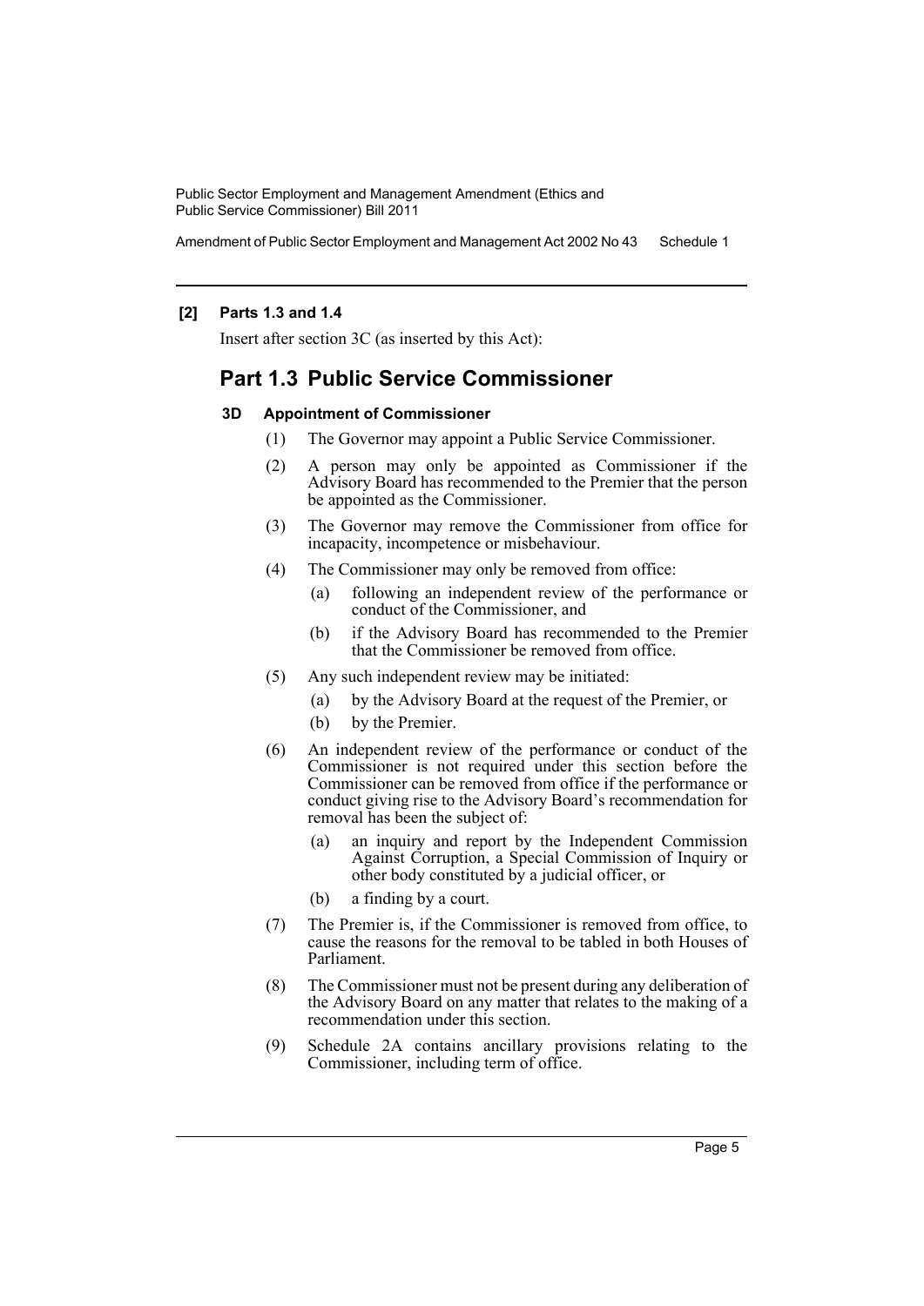**[2] Parts 1.3 and 1.4**

Insert after section 3C (as inserted by this Act):

## Part 1.3 Public Service Commissioner

### 3D Appointment of Commissioner

(1) The Governor may appoint a Public Service Commissioner.

(2) A person may only be appointed as Commissioner if the Advisory Board has recommended to the Premier that the person be appointed as the Commissioner.

(3) The Governor may remove the Commissioner from office for incapacity, incompetence or misbehaviour.

(4) The Commissioner may only be removed from office:

- (a) following an independent review of the performance or conduct of the Commissioner, and
- (b) if the Advisory Board has recommended to the Premier that the Commissioner be removed from office.

(5) Any such independent review may be initiated:

- (a) by the Advisory Board at the request of the Premier, or
- (b) by the Premier.

(6) An independent review of the performance or conduct of the Commissioner is not required under this section before the Commissioner can be removed from office if the performance or conduct giving rise to the Advisory Board's recommendation for removal has been the subject of:

- (a) an inquiry and report by the Independent Commission Against Corruption, a Special Commission of Inquiry or other body constituted by a judicial officer, or
- (b) a finding by a court.

(7) The Premier is, if the Commissioner is removed from office, to cause the reasons for the removal to be tabled in both Houses of Parliament.

(8) The Commissioner must not be present during any deliberation of the Advisory Board on any matter that relates to the making of a recommendation under this section.

(9) Schedule 2A contains ancillary provisions relating to the Commissioner, including term of office.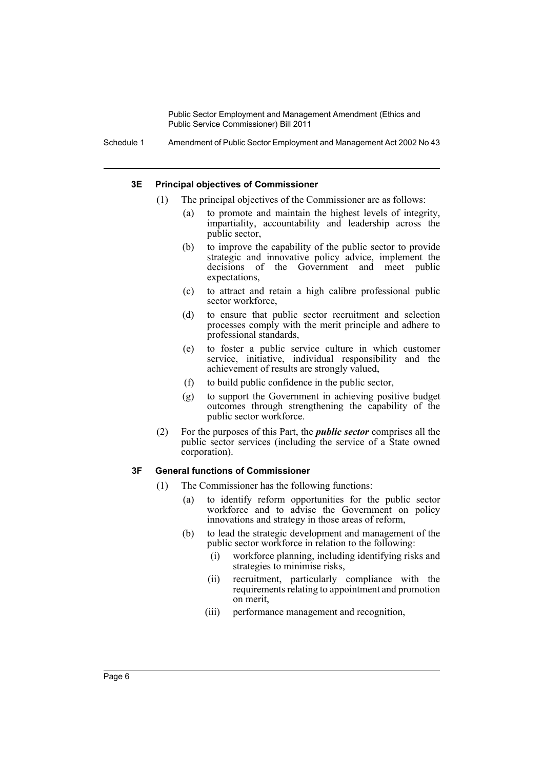#### 3E Principal objectives of Commissioner

(1) The principal objectives of the Commissioner are as follows:

- (a) to promote and maintain the highest levels of integrity, impartiality, accountability and leadership across the public sector,
- (b) to improve the capability of the public sector to provide strategic and innovative policy advice, implement the decisions of the Government and meet public expectations,
- (c) to attract and retain a high calibre professional public sector workforce,
- (d) to ensure that public sector recruitment and selection processes comply with the merit principle and adhere to professional standards,
- (e) to foster a public service culture in which customer service, initiative, individual responsibility and the achievement of results are strongly valued,
- (f) to build public confidence in the public sector,
- (g) to support the Government in achieving positive budget outcomes through strengthening the capability of the public sector workforce.

(2) For the purposes of this Part, the ***public sector*** comprises all the public sector services (including the service of a State owned corporation).

#### 3F General functions of Commissioner

(1) The Commissioner has the following functions:

- (a) to identify reform opportunities for the public sector workforce and to advise the Government on policy innovations and strategy in those areas of reform,
- (b) to lead the strategic development and management of the public sector workforce in relation to the following:
  - (i) workforce planning, including identifying risks and strategies to minimise risks,
  - (ii) recruitment, particularly compliance with the requirements relating to appointment and promotion on merit,
  - (iii) performance management and recognition,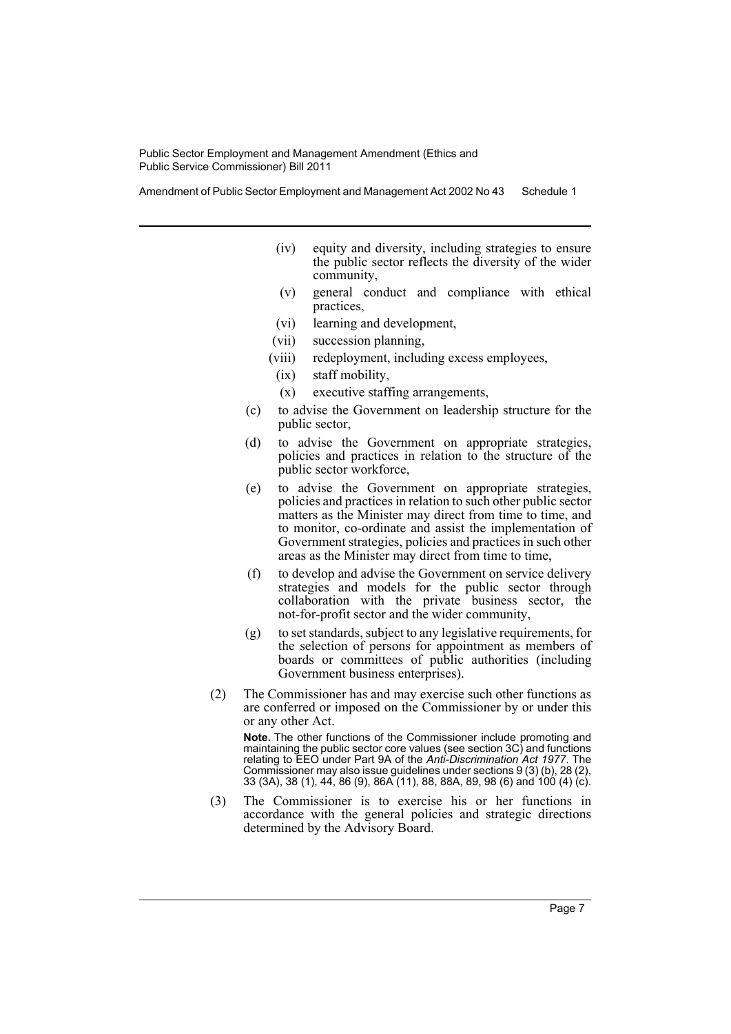(iv) equity and diversity, including strategies to ensure the public sector reflects the diversity of the wider community,

(v) general conduct and compliance with ethical practices,

(vi) learning and development,

(vii) succession planning,

(viii) redeployment, including excess employees,

(ix) staff mobility,

(x) executive staffing arrangements,

(c) to advise the Government on leadership structure for the public sector,

(d) to advise the Government on appropriate strategies, policies and practices in relation to the structure of the public sector workforce,

(e) to advise the Government on appropriate strategies, policies and practices in relation to such other public sector matters as the Minister may direct from time to time, and to monitor, co-ordinate and assist the implementation of Government strategies, policies and practices in such other areas as the Minister may direct from time to time,

(f) to develop and advise the Government on service delivery strategies and models for the public sector through collaboration with the private business sector, the not-for-profit sector and the wider community,

(g) to set standards, subject to any legislative requirements, for the selection of persons for appointment as members of boards or committees of public authorities (including Government business enterprises).

(2) The Commissioner has and may exercise such other functions as are conferred or imposed on the Commissioner by or under this or any other Act.

**Note.** The other functions of the Commissioner include promoting and maintaining the public sector core values (see section 3C) and functions relating to EEO under Part 9A of the *Anti-Discrimination Act 1977*. The Commissioner may also issue guidelines under sections 9 (3) (b), 28 (2), 33 (3A), 38 (1), 44, 86 (9), 86A (11), 88, 88A, 89, 98 (6) and 100 (4) (c).

(3) The Commissioner is to exercise his or her functions in accordance with the general policies and strategic directions determined by the Advisory Board.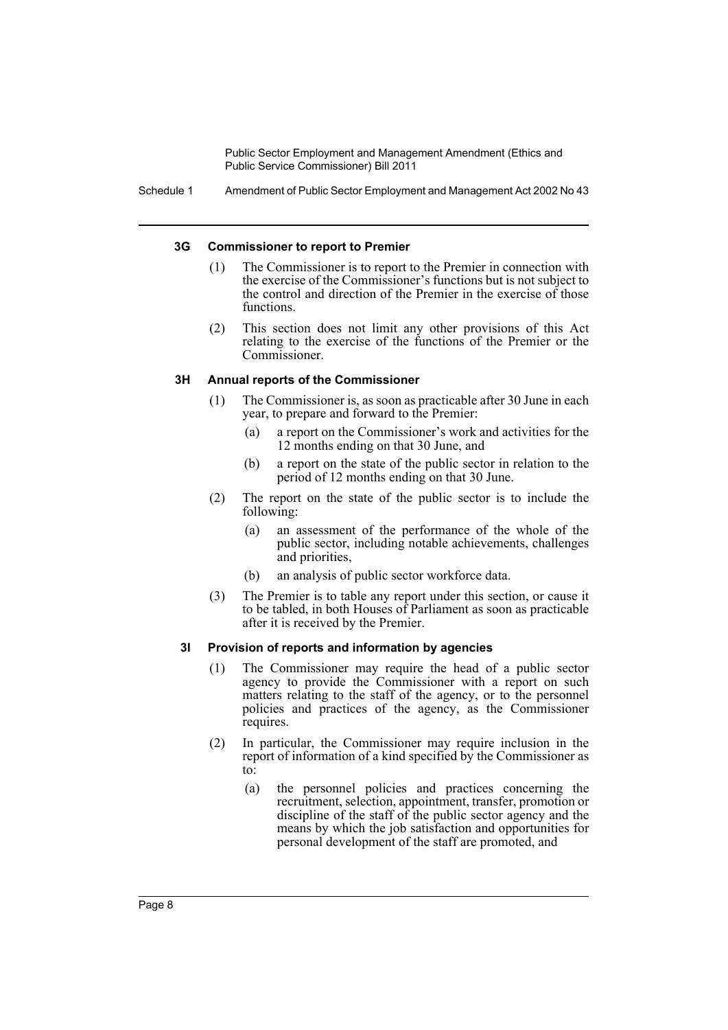#### 3G Commissioner to report to Premier

(1) The Commissioner is to report to the Premier in connection with the exercise of the Commissioner's functions but is not subject to the control and direction of the Premier in the exercise of those functions.

(2) This section does not limit any other provisions of this Act relating to the exercise of the functions of the Premier or the Commissioner.

#### 3H Annual reports of the Commissioner

(1) The Commissioner is, as soon as practicable after 30 June in each year, to prepare and forward to the Premier:

- (a) a report on the Commissioner's work and activities for the 12 months ending on that 30 June, and
- (b) a report on the state of the public sector in relation to the period of 12 months ending on that 30 June.

(2) The report on the state of the public sector is to include the following:

- (a) an assessment of the performance of the whole of the public sector, including notable achievements, challenges and priorities,
- (b) an analysis of public sector workforce data.

(3) The Premier is to table any report under this section, or cause it to be tabled, in both Houses of Parliament as soon as practicable after it is received by the Premier.

#### 3I Provision of reports and information by agencies

(1) The Commissioner may require the head of a public sector agency to provide the Commissioner with a report on such matters relating to the staff of the agency, or to the personnel policies and practices of the agency, as the Commissioner requires.

(2) In particular, the Commissioner may require inclusion in the report of information of a kind specified by the Commissioner as to:

- (a) the personnel policies and practices concerning the recruitment, selection, appointment, transfer, promotion or discipline of the staff of the public sector agency and the means by which the job satisfaction and opportunities for personal development of the staff are promoted, and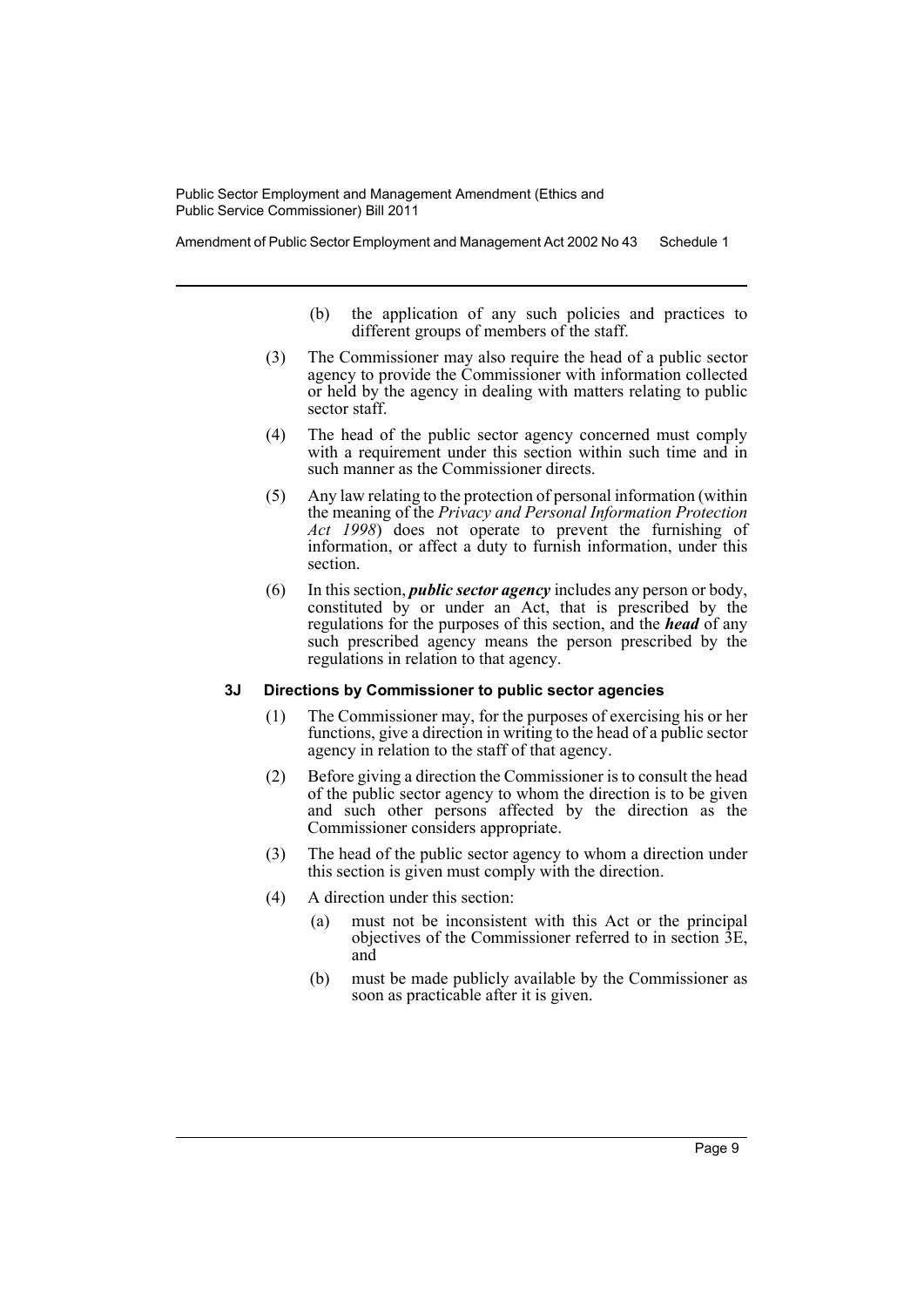(b) the application of any such policies and practices to different groups of members of the staff.

(3) The Commissioner may also require the head of a public sector agency to provide the Commissioner with information collected or held by the agency in dealing with matters relating to public sector staff.

(4) The head of the public sector agency concerned must comply with a requirement under this section within such time and in such manner as the Commissioner directs.

(5) Any law relating to the protection of personal information (within the meaning of the *Privacy and Personal Information Protection Act 1998*) does not operate to prevent the furnishing of information, or affect a duty to furnish information, under this section.

(6) In this section, ***public sector agency*** includes any person or body, constituted by or under an Act, that is prescribed by the regulations for the purposes of this section, and the ***head*** of any such prescribed agency means the person prescribed by the regulations in relation to that agency.

### 3J Directions by Commissioner to public sector agencies

(1) The Commissioner may, for the purposes of exercising his or her functions, give a direction in writing to the head of a public sector agency in relation to the staff of that agency.

(2) Before giving a direction the Commissioner is to consult the head of the public sector agency to whom the direction is to be given and such other persons affected by the direction as the Commissioner considers appropriate.

(3) The head of the public sector agency to whom a direction under this section is given must comply with the direction.

(4) A direction under this section:

(a) must not be inconsistent with this Act or the principal objectives of the Commissioner referred to in section 3E, and

(b) must be made publicly available by the Commissioner as soon as practicable after it is given.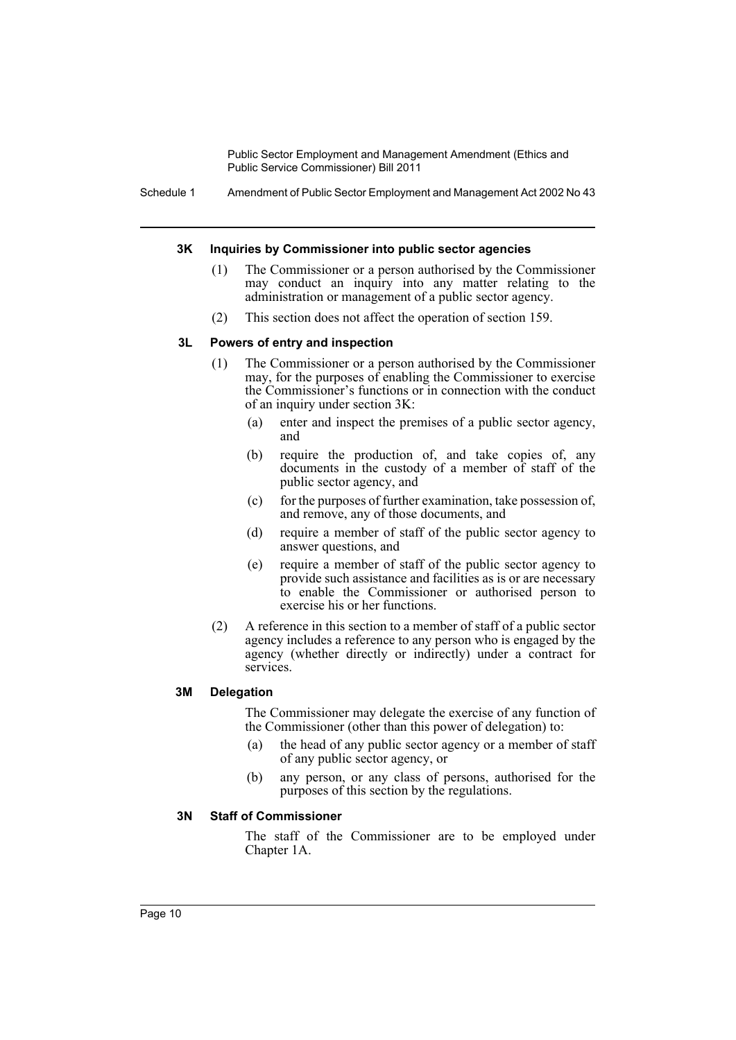#### 3K Inquiries by Commissioner into public sector agencies

(1) The Commissioner or a person authorised by the Commissioner may conduct an inquiry into any matter relating to the administration or management of a public sector agency.

(2) This section does not affect the operation of section 159.

#### 3L Powers of entry and inspection

(1) The Commissioner or a person authorised by the Commissioner may, for the purposes of enabling the Commissioner to exercise the Commissioner's functions or in connection with the conduct of an inquiry under section 3K:

(a) enter and inspect the premises of a public sector agency, and

(b) require the production of, and take copies of, any documents in the custody of a member of staff of the public sector agency, and

(c) for the purposes of further examination, take possession of, and remove, any of those documents, and

(d) require a member of staff of the public sector agency to answer questions, and

(e) require a member of staff of the public sector agency to provide such assistance and facilities as is or are necessary to enable the Commissioner or authorised person to exercise his or her functions.

(2) A reference in this section to a member of staff of a public sector agency includes a reference to any person who is engaged by the agency (whether directly or indirectly) under a contract for services.

#### 3M Delegation

The Commissioner may delegate the exercise of any function of the Commissioner (other than this power of delegation) to:

(a) the head of any public sector agency or a member of staff of any public sector agency, or

(b) any person, or any class of persons, authorised for the purposes of this section by the regulations.

#### 3N Staff of Commissioner

The staff of the Commissioner are to be employed under Chapter 1A.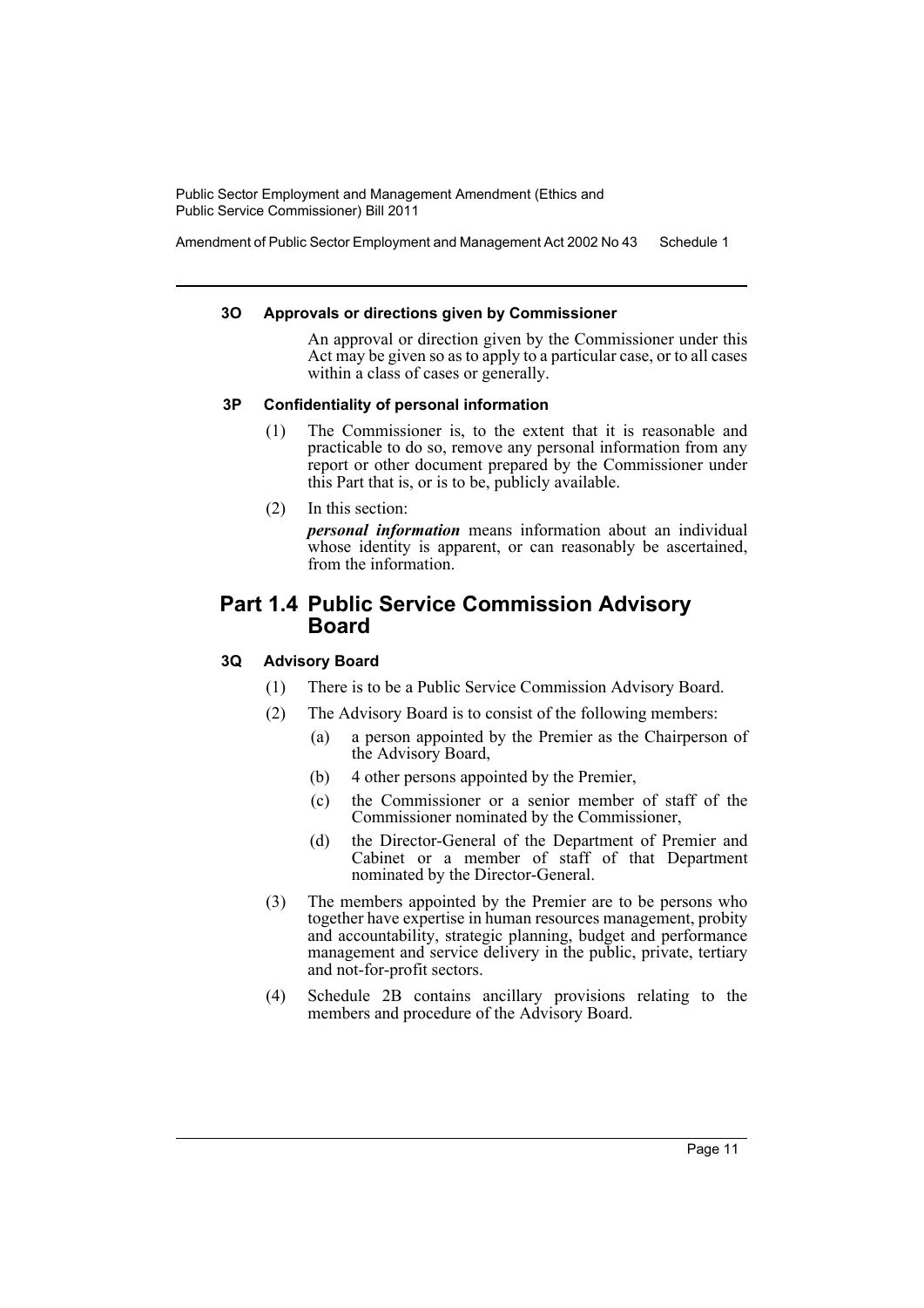#### 3O Approvals or directions given by Commissioner

An approval or direction given by the Commissioner under this Act may be given so as to apply to a particular case, or to all cases within a class of cases or generally.

#### 3P Confidentiality of personal information

(1) The Commissioner is, to the extent that it is reasonable and practicable to do so, remove any personal information from any report or other document prepared by the Commissioner under this Part that is, or is to be, publicly available.

(2) In this section:

***personal information*** means information about an individual whose identity is apparent, or can reasonably be ascertained, from the information.

## Part 1.4 Public Service Commission Advisory Board

#### 3Q Advisory Board

(1) There is to be a Public Service Commission Advisory Board.

(2) The Advisory Board is to consist of the following members:

(a) a person appointed by the Premier as the Chairperson of the Advisory Board,

(b) 4 other persons appointed by the Premier,

(c) the Commissioner or a senior member of staff of the Commissioner nominated by the Commissioner,

(d) the Director-General of the Department of Premier and Cabinet or a member of staff of that Department nominated by the Director-General.

(3) The members appointed by the Premier are to be persons who together have expertise in human resources management, probity and accountability, strategic planning, budget and performance management and service delivery in the public, private, tertiary and not-for-profit sectors.

(4) Schedule 2B contains ancillary provisions relating to the members and procedure of the Advisory Board.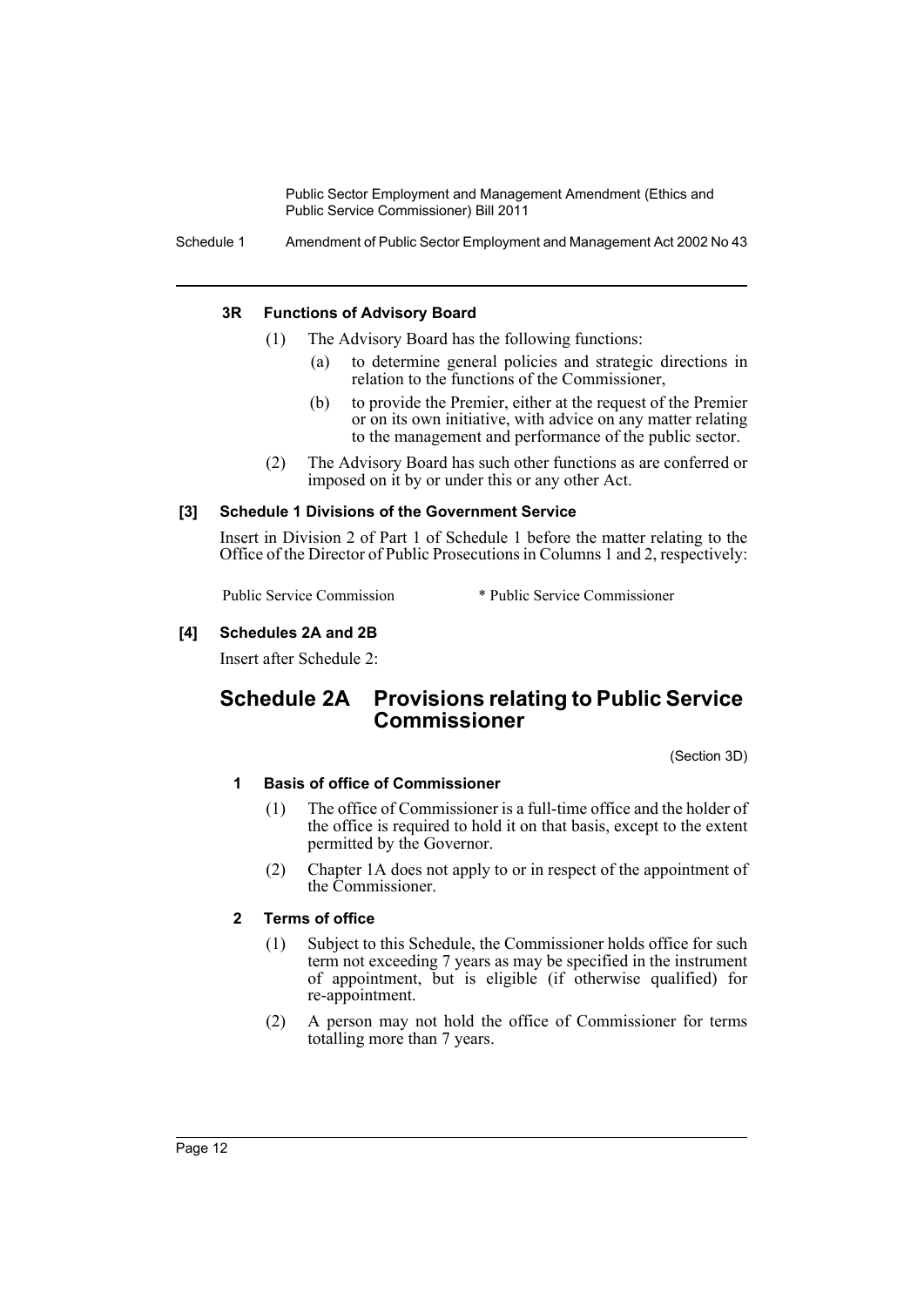#### 3R Functions of Advisory Board

(1) The Advisory Board has the following functions:

(a) to determine general policies and strategic directions in relation to the functions of the Commissioner,

(b) to provide the Premier, either at the request of the Premier or on its own initiative, with advice on any matter relating to the management and performance of the public sector.

(2) The Advisory Board has such other functions as are conferred or imposed on it by or under this or any other Act.

#### [3] Schedule 1 Divisions of the Government Service

Insert in Division 2 of Part 1 of Schedule 1 before the matter relating to the Office of the Director of Public Prosecutions in Columns 1 and 2, respectively:

Public Service Commission     * Public Service Commissioner

#### [4] Schedules 2A and 2B

Insert after Schedule 2:

## Schedule 2A Provisions relating to Public Service Commissioner

(Section 3D)

#### 1 Basis of office of Commissioner

(1) The office of Commissioner is a full-time office and the holder of the office is required to hold it on that basis, except to the extent permitted by the Governor.

(2) Chapter 1A does not apply to or in respect of the appointment of the Commissioner.

#### 2 Terms of office

(1) Subject to this Schedule, the Commissioner holds office for such term not exceeding 7 years as may be specified in the instrument of appointment, but is eligible (if otherwise qualified) for re-appointment.

(2) A person may not hold the office of Commissioner for terms totalling more than 7 years.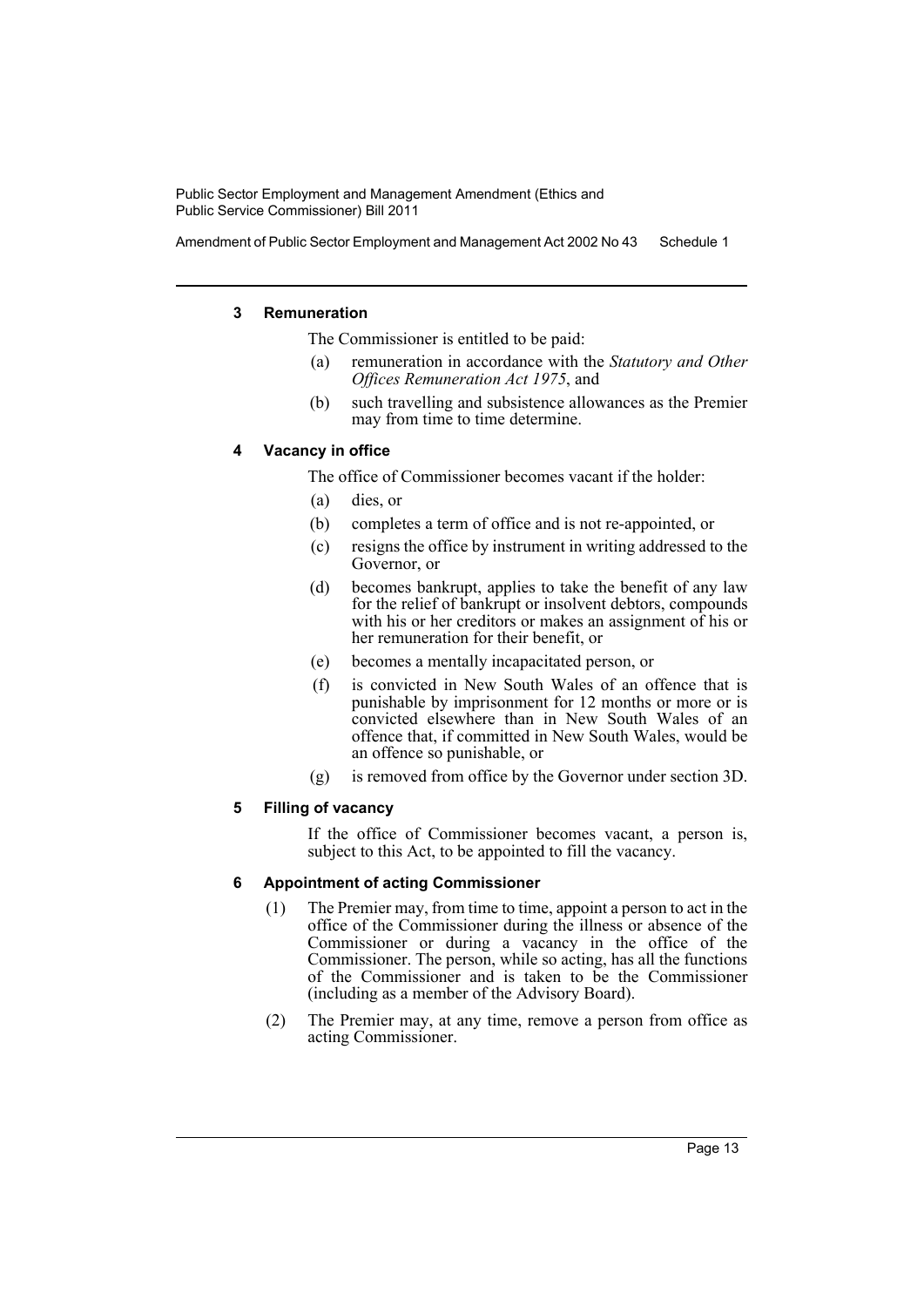### 3 Remuneration

The Commissioner is entitled to be paid:

(a) remuneration in accordance with the *Statutory and Other Offices Remuneration Act 1975*, and

(b) such travelling and subsistence allowances as the Premier may from time to time determine.

### 4 Vacancy in office

The office of Commissioner becomes vacant if the holder:

(a) dies, or

(b) completes a term of office and is not re-appointed, or

(c) resigns the office by instrument in writing addressed to the Governor, or

(d) becomes bankrupt, applies to take the benefit of any law for the relief of bankrupt or insolvent debtors, compounds with his or her creditors or makes an assignment of his or her remuneration for their benefit, or

(e) becomes a mentally incapacitated person, or

(f) is convicted in New South Wales of an offence that is punishable by imprisonment for 12 months or more or is convicted elsewhere than in New South Wales of an offence that, if committed in New South Wales, would be an offence so punishable, or

(g) is removed from office by the Governor under section 3D.

### 5 Filling of vacancy

If the office of Commissioner becomes vacant, a person is, subject to this Act, to be appointed to fill the vacancy.

### 6 Appointment of acting Commissioner

(1) The Premier may, from time to time, appoint a person to act in the office of the Commissioner during the illness or absence of the Commissioner or during a vacancy in the office of the Commissioner. The person, while so acting, has all the functions of the Commissioner and is taken to be the Commissioner (including as a member of the Advisory Board).

(2) The Premier may, at any time, remove a person from office as acting Commissioner.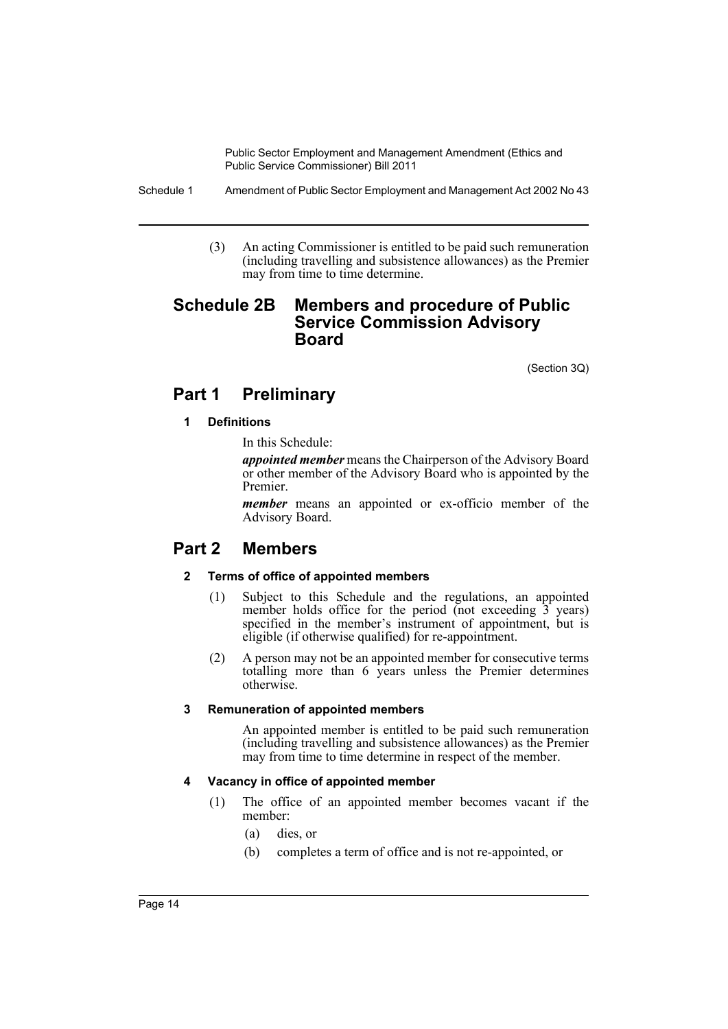(3) An acting Commissioner is entitled to be paid such remuneration (including travelling and subsistence allowances) as the Premier may from time to time determine.

# Schedule 2B Members and procedure of Public Service Commission Advisory Board

(Section 3Q)

## Part 1 Preliminary

### 1 Definitions

In this Schedule:

***appointed member*** means the Chairperson of the Advisory Board or other member of the Advisory Board who is appointed by the Premier.

***member*** means an appointed or ex-officio member of the Advisory Board.

## Part 2 Members

### 2 Terms of office of appointed members

(1) Subject to this Schedule and the regulations, an appointed member holds office for the period (not exceeding 3 years) specified in the member's instrument of appointment, but is eligible (if otherwise qualified) for re-appointment.

(2) A person may not be an appointed member for consecutive terms totalling more than 6 years unless the Premier determines otherwise.

### 3 Remuneration of appointed members

An appointed member is entitled to be paid such remuneration (including travelling and subsistence allowances) as the Premier may from time to time determine in respect of the member.

### 4 Vacancy in office of appointed member

(1) The office of an appointed member becomes vacant if the member:

(a) dies, or

(b) completes a term of office and is not re-appointed, or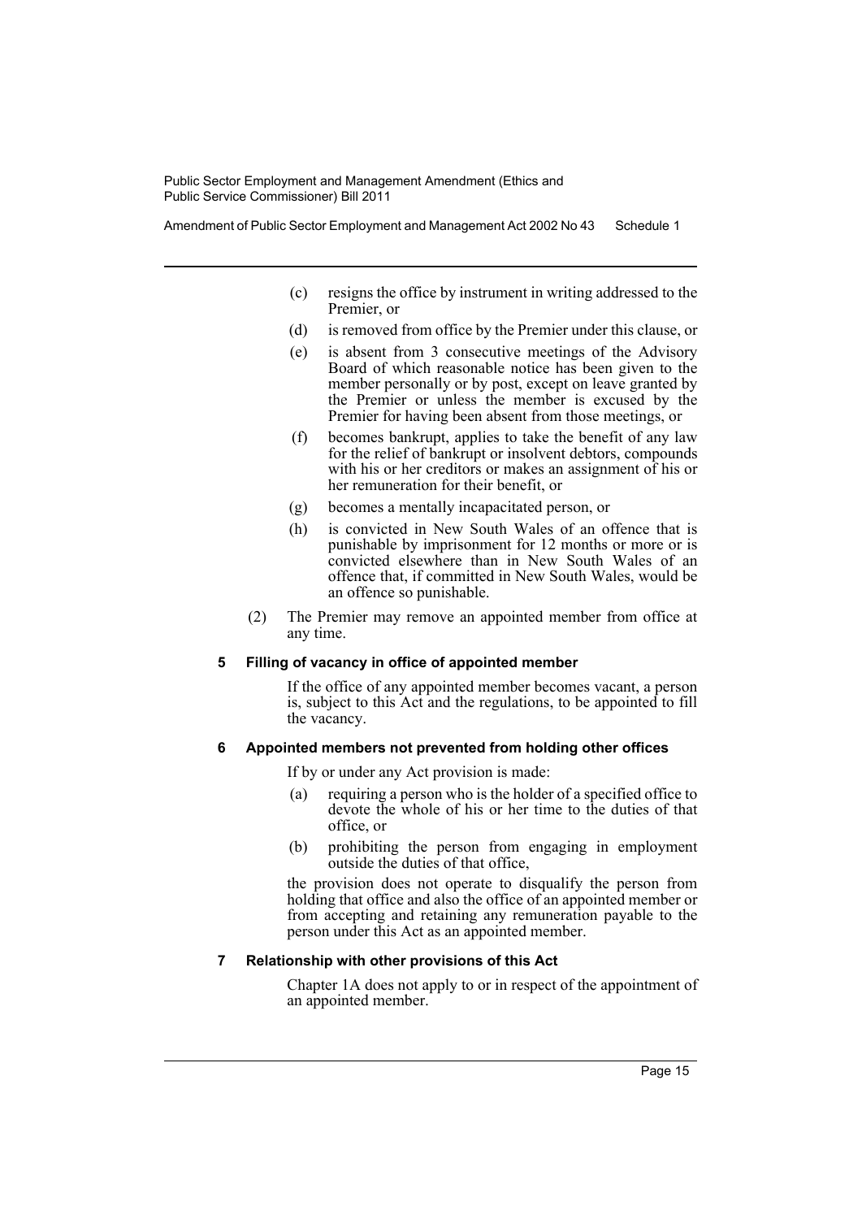(c) resigns the office by instrument in writing addressed to the Premier, or

(d) is removed from office by the Premier under this clause, or

(e) is absent from 3 consecutive meetings of the Advisory Board of which reasonable notice has been given to the member personally or by post, except on leave granted by the Premier or unless the member is excused by the Premier for having been absent from those meetings, or

(f) becomes bankrupt, applies to take the benefit of any law for the relief of bankrupt or insolvent debtors, compounds with his or her creditors or makes an assignment of his or her remuneration for their benefit, or

(g) becomes a mentally incapacitated person, or

(h) is convicted in New South Wales of an offence that is punishable by imprisonment for 12 months or more or is convicted elsewhere than in New South Wales of an offence that, if committed in New South Wales, would be an offence so punishable.

(2) The Premier may remove an appointed member from office at any time.

#### 5 Filling of vacancy in office of appointed member

If the office of any appointed member becomes vacant, a person is, subject to this Act and the regulations, to be appointed to fill the vacancy.

#### 6 Appointed members not prevented from holding other offices

If by or under any Act provision is made:

(a) requiring a person who is the holder of a specified office to devote the whole of his or her time to the duties of that office, or

(b) prohibiting the person from engaging in employment outside the duties of that office,

the provision does not operate to disqualify the person from holding that office and also the office of an appointed member or from accepting and retaining any remuneration payable to the person under this Act as an appointed member.

#### 7 Relationship with other provisions of this Act

Chapter 1A does not apply to or in respect of the appointment of an appointed member.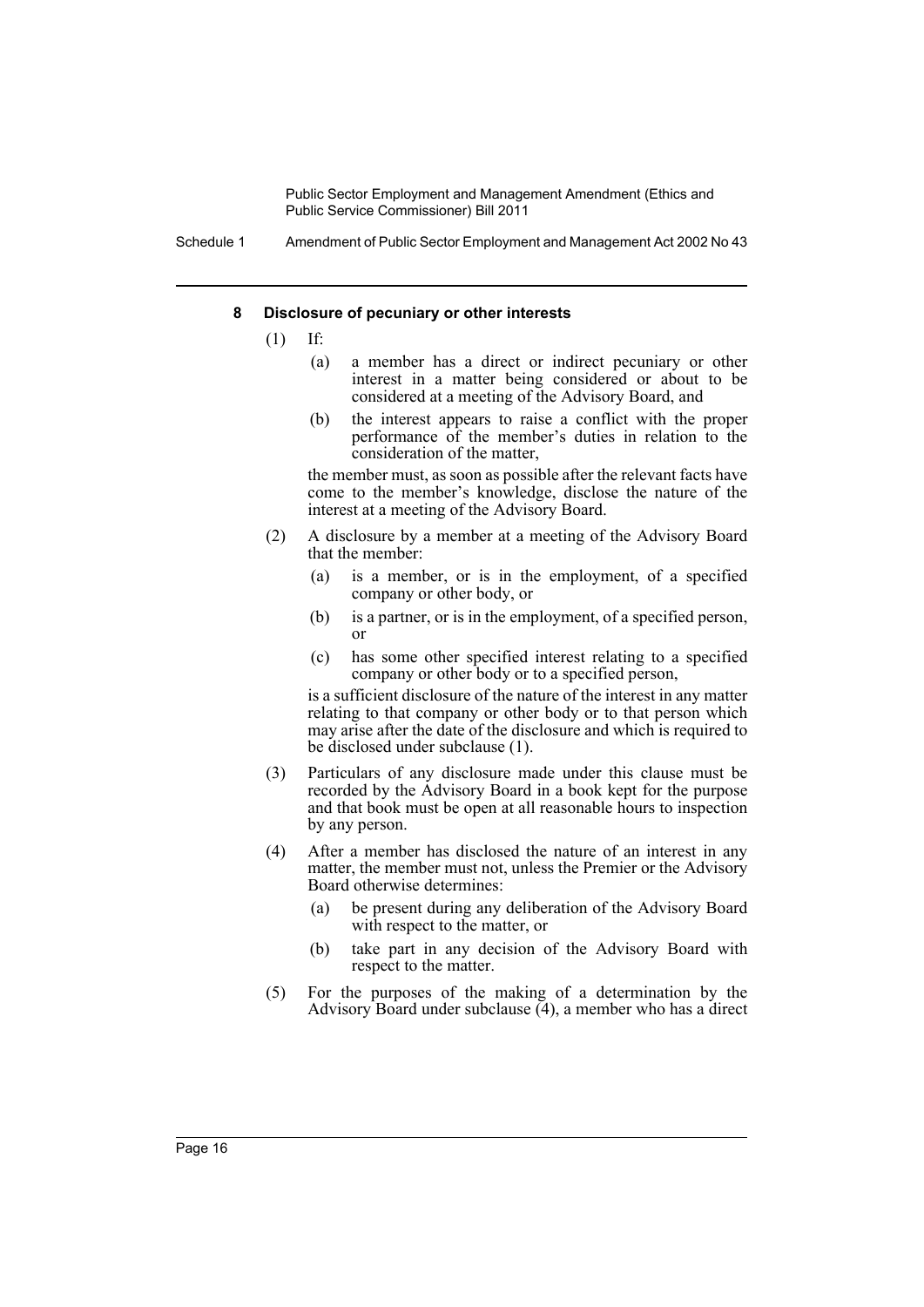#### 8 Disclosure of pecuniary or other interests

(1) If:

(a) a member has a direct or indirect pecuniary or other interest in a matter being considered or about to be considered at a meeting of the Advisory Board, and

(b) the interest appears to raise a conflict with the proper performance of the member's duties in relation to the consideration of the matter,

the member must, as soon as possible after the relevant facts have come to the member's knowledge, disclose the nature of the interest at a meeting of the Advisory Board.

(2) A disclosure by a member at a meeting of the Advisory Board that the member:

(a) is a member, or is in the employment, of a specified company or other body, or

(b) is a partner, or is in the employment, of a specified person, or

(c) has some other specified interest relating to a specified company or other body or to a specified person,

is a sufficient disclosure of the nature of the interest in any matter relating to that company or other body or to that person which may arise after the date of the disclosure and which is required to be disclosed under subclause (1).

(3) Particulars of any disclosure made under this clause must be recorded by the Advisory Board in a book kept for the purpose and that book must be open at all reasonable hours to inspection by any person.

(4) After a member has disclosed the nature of an interest in any matter, the member must not, unless the Premier or the Advisory Board otherwise determines:

(a) be present during any deliberation of the Advisory Board with respect to the matter, or

(b) take part in any decision of the Advisory Board with respect to the matter.

(5) For the purposes of the making of a determination by the Advisory Board under subclause (4), a member who has a direct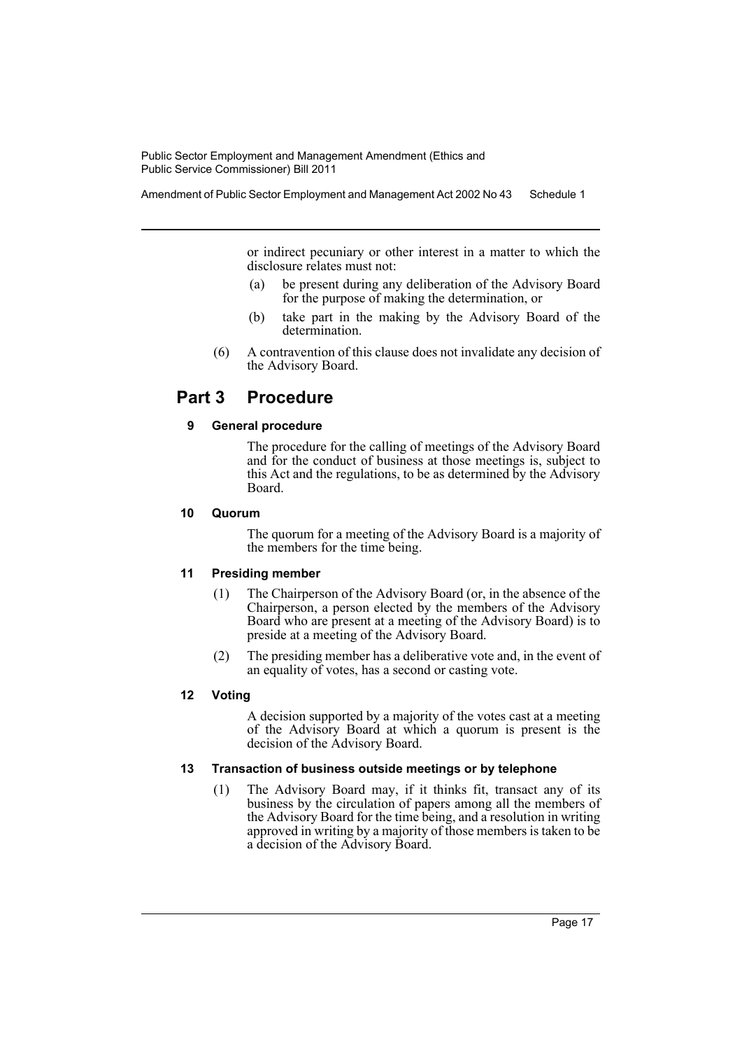or indirect pecuniary or other interest in a matter to which the disclosure relates must not:

(a) be present during any deliberation of the Advisory Board for the purpose of making the determination, or

(b) take part in the making by the Advisory Board of the determination.

(6) A contravention of this clause does not invalidate any decision of the Advisory Board.

## Part 3 Procedure

#### 9 General procedure

The procedure for the calling of meetings of the Advisory Board and for the conduct of business at those meetings is, subject to this Act and the regulations, to be as determined by the Advisory Board.

#### 10 Quorum

The quorum for a meeting of the Advisory Board is a majority of the members for the time being.

#### 11 Presiding member

(1) The Chairperson of the Advisory Board (or, in the absence of the Chairperson, a person elected by the members of the Advisory Board who are present at a meeting of the Advisory Board) is to preside at a meeting of the Advisory Board.

(2) The presiding member has a deliberative vote and, in the event of an equality of votes, has a second or casting vote.

#### 12 Voting

A decision supported by a majority of the votes cast at a meeting of the Advisory Board at which a quorum is present is the decision of the Advisory Board.

#### 13 Transaction of business outside meetings or by telephone

(1) The Advisory Board may, if it thinks fit, transact any of its business by the circulation of papers among all the members of the Advisory Board for the time being, and a resolution in writing approved in writing by a majority of those members is taken to be a decision of the Advisory Board.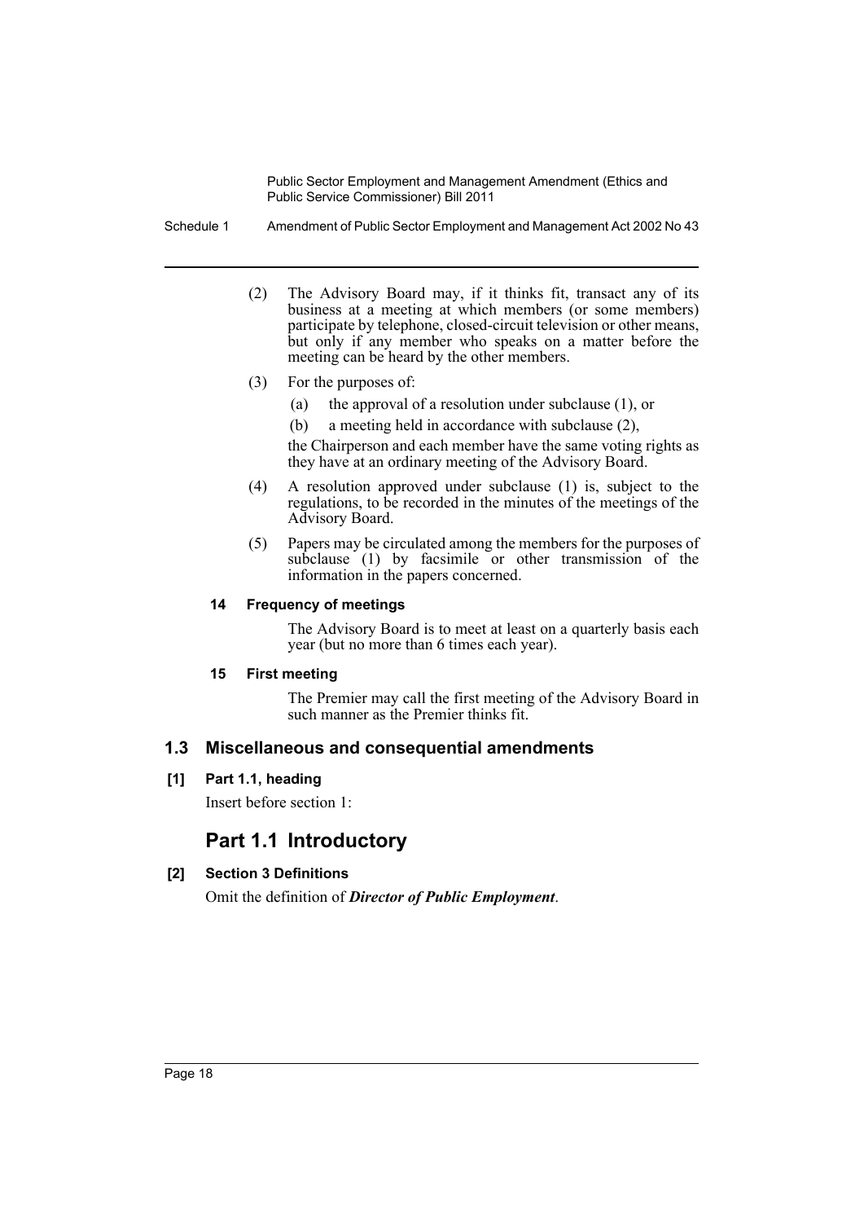(2) The Advisory Board may, if it thinks fit, transact any of its business at a meeting at which members (or some members) participate by telephone, closed-circuit television or other means, but only if any member who speaks on a matter before the meeting can be heard by the other members.

(3) For the purposes of:

(a) the approval of a resolution under subclause (1), or

(b) a meeting held in accordance with subclause (2),

the Chairperson and each member have the same voting rights as they have at an ordinary meeting of the Advisory Board.

(4) A resolution approved under subclause (1) is, subject to the regulations, to be recorded in the minutes of the meetings of the Advisory Board.

(5) Papers may be circulated among the members for the purposes of subclause (1) by facsimile or other transmission of the information in the papers concerned.

#### 14 Frequency of meetings

The Advisory Board is to meet at least on a quarterly basis each year (but no more than 6 times each year).

#### 15 First meeting

The Premier may call the first meeting of the Advisory Board in such manner as the Premier thinks fit.

## 1.3 Miscellaneous and consequential amendments

### [1] Part 1.1, heading

Insert before section 1:

## Part 1.1 Introductory

### [2] Section 3 Definitions

Omit the definition of ***Director of Public Employment***.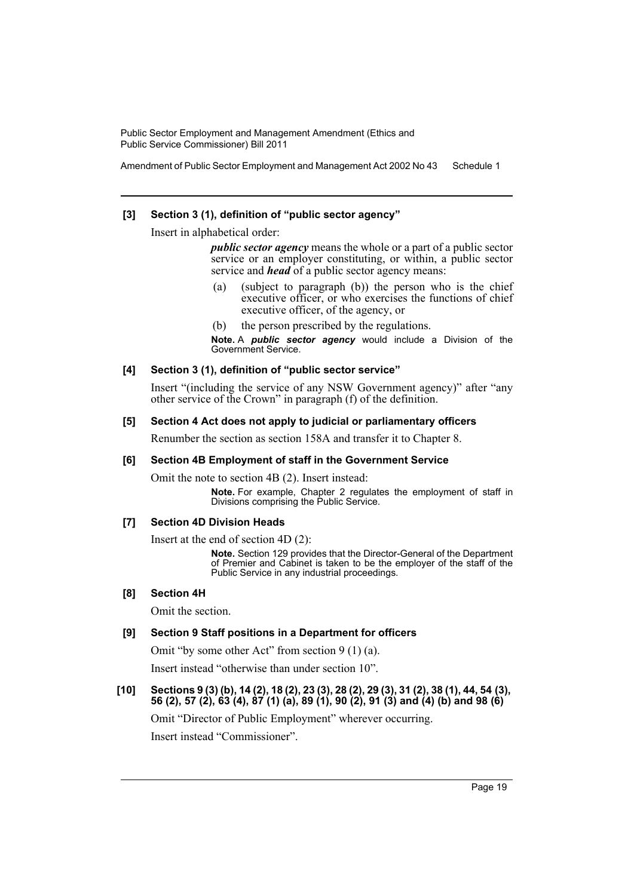**[3] Section 3 (1), definition of "public sector agency"**

Insert in alphabetical order:

> ***public sector agency*** means the whole or a part of a public sector service or an employer constituting, or within, a public sector service and ***head*** of a public sector agency means:
>
> (a) (subject to paragraph (b)) the person who is the chief executive officer, or who exercises the functions of chief executive officer, of the agency, or
>
> (b) the person prescribed by the regulations.
>
> **Note.** A ***public sector agency*** would include a Division of the Government Service.

**[4] Section 3 (1), definition of "public sector service"**

Insert "(including the service of any NSW Government agency)" after "any other service of the Crown" in paragraph (f) of the definition.

**[5] Section 4 Act does not apply to judicial or parliamentary officers**

Renumber the section as section 158A and transfer it to Chapter 8.

**[6] Section 4B Employment of staff in the Government Service**

Omit the note to section 4B (2). Insert instead:

> **Note.** For example, Chapter 2 regulates the employment of staff in Divisions comprising the Public Service.

**[7] Section 4D Division Heads**

Insert at the end of section 4D (2):

> **Note.** Section 129 provides that the Director-General of the Department of Premier and Cabinet is taken to be the employer of the staff of the Public Service in any industrial proceedings.

**[8] Section 4H**

Omit the section.

**[9] Section 9 Staff positions in a Department for officers**

Omit "by some other Act" from section 9 (1) (a).

Insert instead "otherwise than under section 10".

**[10] Sections 9 (3) (b), 14 (2), 18 (2), 23 (3), 28 (2), 29 (3), 31 (2), 38 (1), 44, 54 (3), 56 (2), 57 (2), 63 (4), 87 (1) (a), 89 (1), 90 (2), 91 (3) and (4) (b) and 98 (6)**

Omit "Director of Public Employment" wherever occurring.

Insert instead "Commissioner".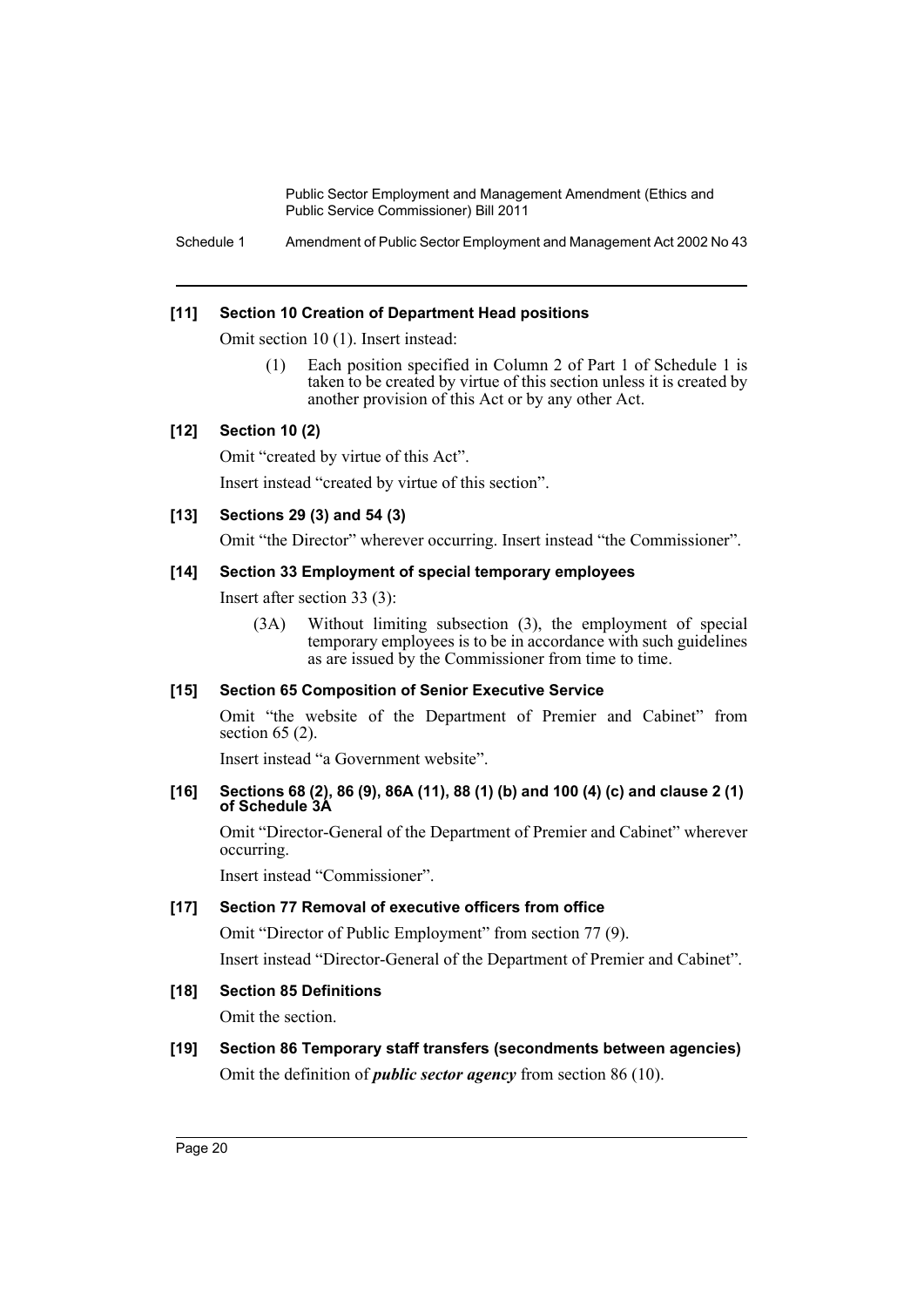**[11] Section 10 Creation of Department Head positions**

Omit section 10 (1). Insert instead:

> (1) Each position specified in Column 2 of Part 1 of Schedule 1 is taken to be created by virtue of this section unless it is created by another provision of this Act or by any other Act.

**[12] Section 10 (2)**

Omit "created by virtue of this Act".

Insert instead "created by virtue of this section".

**[13] Sections 29 (3) and 54 (3)**

Omit "the Director" wherever occurring. Insert instead "the Commissioner".

**[14] Section 33 Employment of special temporary employees**

Insert after section 33 (3):

> (3A) Without limiting subsection (3), the employment of special temporary employees is to be in accordance with such guidelines as are issued by the Commissioner from time to time.

**[15] Section 65 Composition of Senior Executive Service**

Omit "the website of the Department of Premier and Cabinet" from section 65 (2).

Insert instead "a Government website".

**[16] Sections 68 (2), 86 (9), 86A (11), 88 (1) (b) and 100 (4) (c) and clause 2 (1) of Schedule 3A**

Omit "Director-General of the Department of Premier and Cabinet" wherever occurring.

Insert instead "Commissioner".

**[17] Section 77 Removal of executive officers from office**

Omit "Director of Public Employment" from section 77 (9).

Insert instead "Director-General of the Department of Premier and Cabinet".

**[18] Section 85 Definitions**

Omit the section.

**[19] Section 86 Temporary staff transfers (secondments between agencies)**

Omit the definition of ***public sector agency*** from section 86 (10).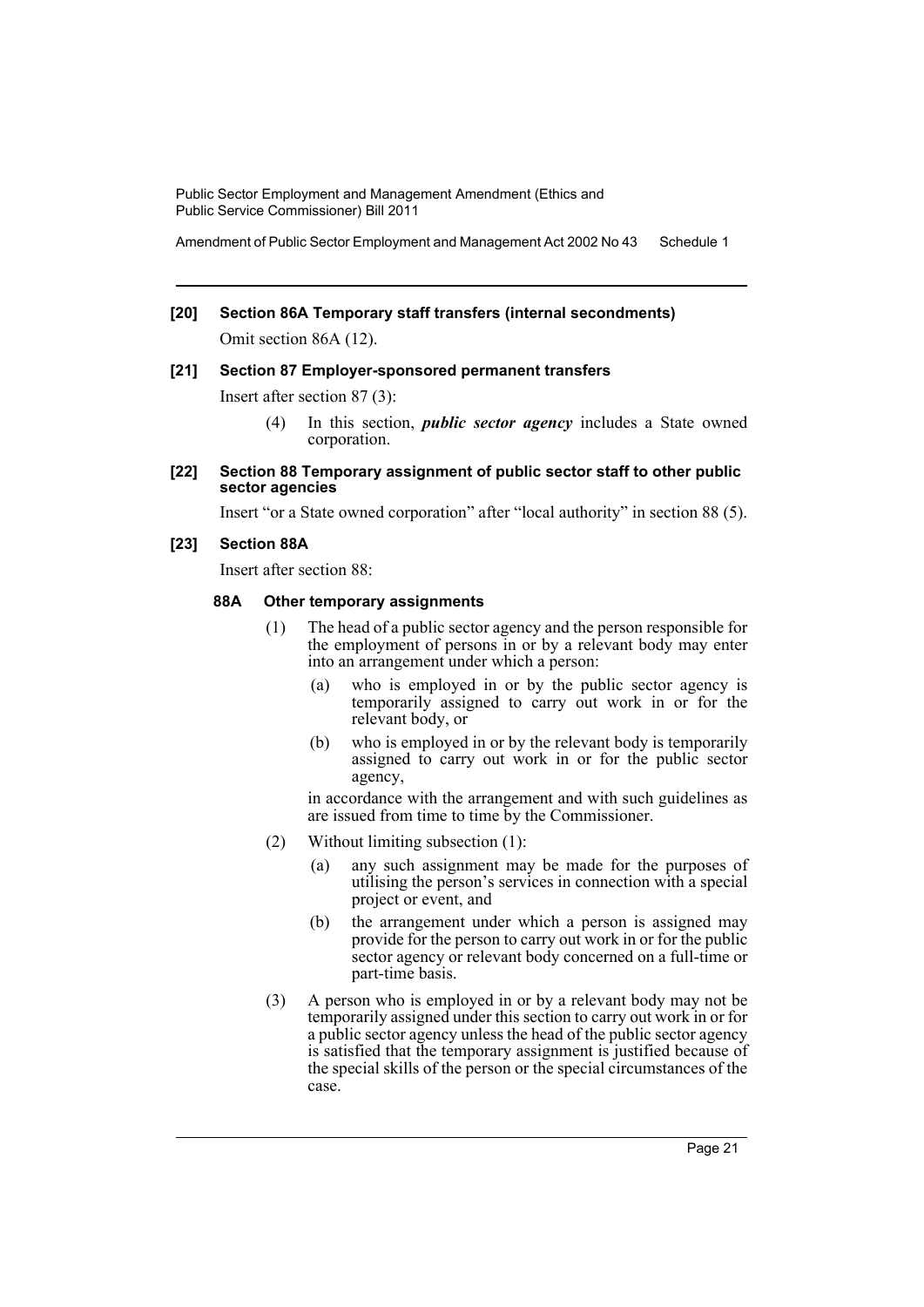**[20] Section 86A Temporary staff transfers (internal secondments)**

Omit section 86A (12).

**[21] Section 87 Employer-sponsored permanent transfers**

Insert after section 87 (3):

> (4) In this section, ***public sector agency*** includes a State owned corporation.

**[22] Section 88 Temporary assignment of public sector staff to other public sector agencies**

Insert "or a State owned corporation" after "local authority" in section 88 (5).

**[23] Section 88A**

Insert after section 88:

**88A Other temporary assignments**

(1) The head of a public sector agency and the person responsible for the employment of persons in or by a relevant body may enter into an arrangement under which a person:

- (a) who is employed in or by the public sector agency is temporarily assigned to carry out work in or for the relevant body, or
- (b) who is employed in or by the relevant body is temporarily assigned to carry out work in or for the public sector agency,

in accordance with the arrangement and with such guidelines as are issued from time to time by the Commissioner.

(2) Without limiting subsection (1):

- (a) any such assignment may be made for the purposes of utilising the person's services in connection with a special project or event, and
- (b) the arrangement under which a person is assigned may provide for the person to carry out work in or for the public sector agency or relevant body concerned on a full-time or part-time basis.

(3) A person who is employed in or by a relevant body may not be temporarily assigned under this section to carry out work in or for a public sector agency unless the head of the public sector agency is satisfied that the temporary assignment is justified because of the special skills of the person or the special circumstances of the case.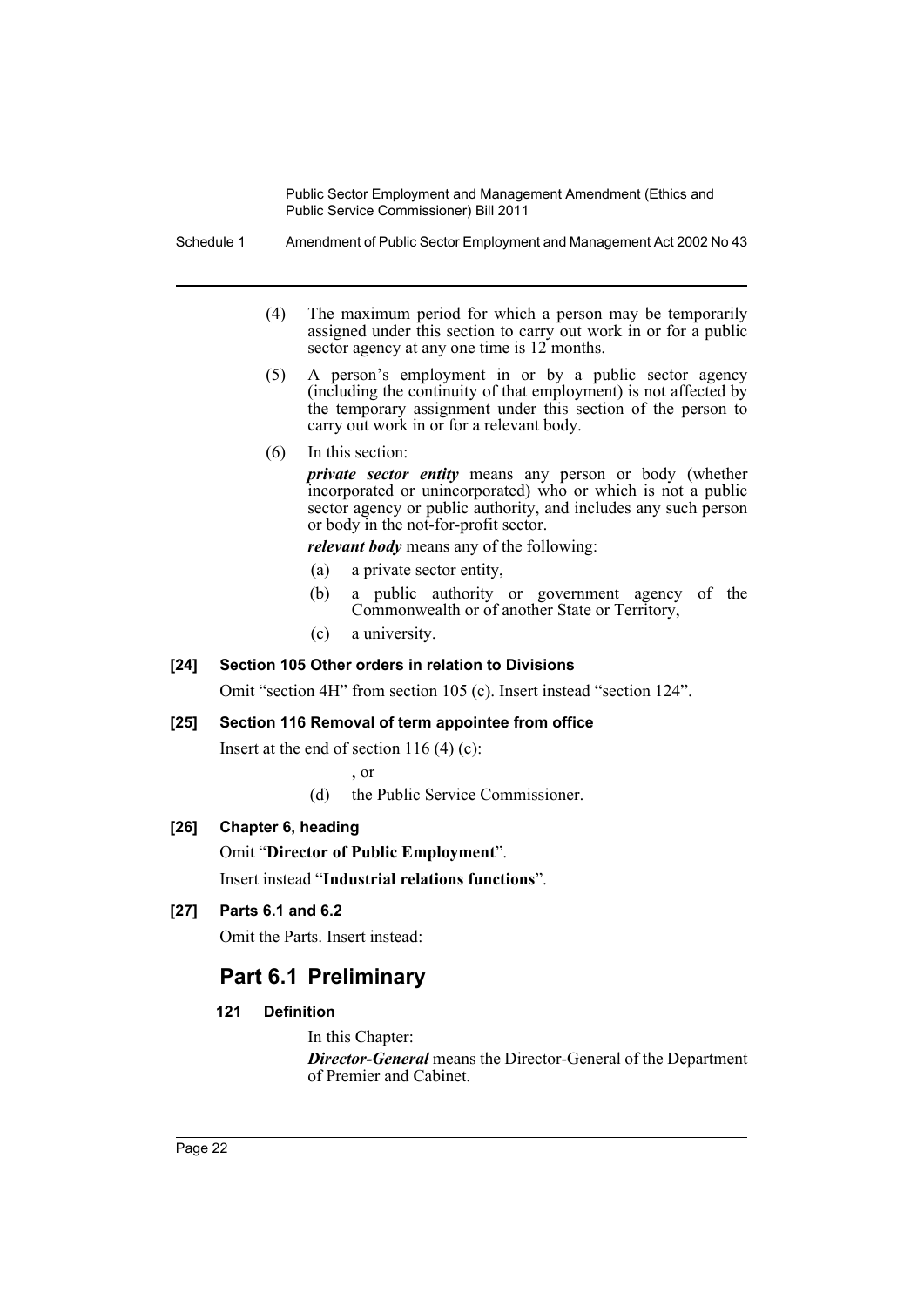(4) The maximum period for which a person may be temporarily assigned under this section to carry out work in or for a public sector agency at any one time is 12 months.

(5) A person's employment in or by a public sector agency (including the continuity of that employment) is not affected by the temporary assignment under this section of the person to carry out work in or for a relevant body.

(6) In this section:

***private sector entity*** means any person or body (whether incorporated or unincorporated) who or which is not a public sector agency or public authority, and includes any such person or body in the not-for-profit sector.

***relevant body*** means any of the following:

(a) a private sector entity,

(b) a public authority or government agency of the Commonwealth or of another State or Territory,

(c) a university.

#### [24] Section 105 Other orders in relation to Divisions

Omit "section 4H" from section 105 (c). Insert instead "section 124".

#### [25] Section 116 Removal of term appointee from office

Insert at the end of section 116 (4) (c):

, or

(d) the Public Service Commissioner.

#### [26] Chapter 6, heading

Omit "**Director of Public Employment**".

Insert instead "**Industrial relations functions**".

#### [27] Parts 6.1 and 6.2

Omit the Parts. Insert instead:

## Part 6.1 Preliminary

#### 121 Definition

In this Chapter:

***Director-General*** means the Director-General of the Department of Premier and Cabinet.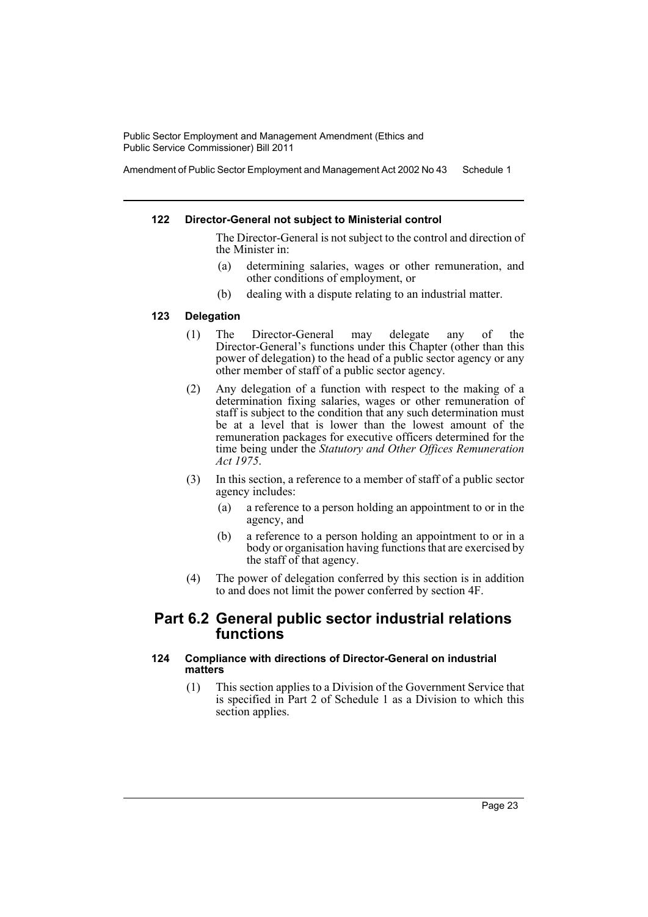#### 122 Director-General not subject to Ministerial control

The Director-General is not subject to the control and direction of the Minister in:

(a) determining salaries, wages or other remuneration, and other conditions of employment, or

(b) dealing with a dispute relating to an industrial matter.

#### 123 Delegation

(1) The Director-General may delegate any of the Director-General's functions under this Chapter (other than this power of delegation) to the head of a public sector agency or any other member of staff of a public sector agency.

(2) Any delegation of a function with respect to the making of a determination fixing salaries, wages or other remuneration of staff is subject to the condition that any such determination must be at a level that is lower than the lowest amount of the remuneration packages for executive officers determined for the time being under the *Statutory and Other Offices Remuneration Act 1975*.

(3) In this section, a reference to a member of staff of a public sector agency includes:

(a) a reference to a person holding an appointment to or in the agency, and

(b) a reference to a person holding an appointment to or in a body or organisation having functions that are exercised by the staff of that agency.

(4) The power of delegation conferred by this section is in addition to and does not limit the power conferred by section 4F.

## Part 6.2 General public sector industrial relations functions

#### 124 Compliance with directions of Director-General on industrial matters

(1) This section applies to a Division of the Government Service that is specified in Part 2 of Schedule 1 as a Division to which this section applies.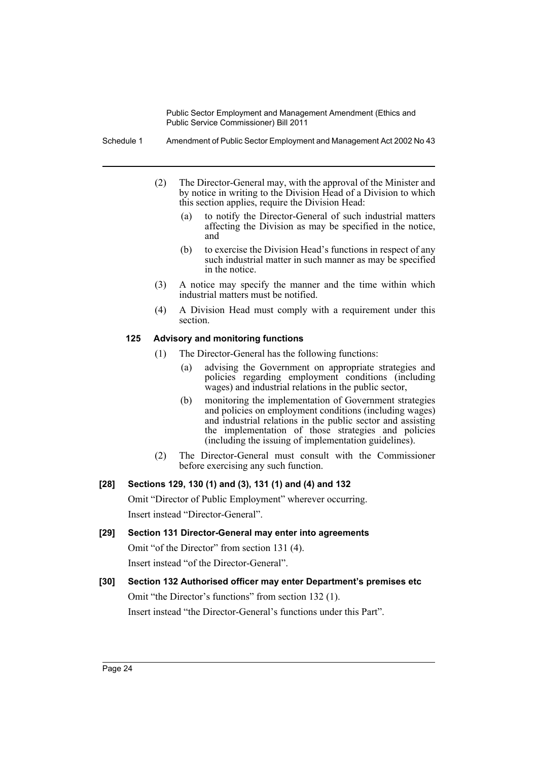(2) The Director-General may, with the approval of the Minister and by notice in writing to the Division Head of a Division to which this section applies, require the Division Head:

- (a) to notify the Director-General of such industrial matters affecting the Division as may be specified in the notice, and
- (b) to exercise the Division Head's functions in respect of any such industrial matter in such manner as may be specified in the notice.

(3) A notice may specify the manner and the time within which industrial matters must be notified.

(4) A Division Head must comply with a requirement under this section.

**125 Advisory and monitoring functions**

(1) The Director-General has the following functions:

- (a) advising the Government on appropriate strategies and policies regarding employment conditions (including wages) and industrial relations in the public sector,
- (b) monitoring the implementation of Government strategies and policies on employment conditions (including wages) and industrial relations in the public sector and assisting the implementation of those strategies and policies (including the issuing of implementation guidelines).

(2) The Director-General must consult with the Commissioner before exercising any such function.

### [28] Sections 129, 130 (1) and (3), 131 (1) and (4) and 132

Omit "Director of Public Employment" wherever occurring.

Insert instead "Director-General".

### [29] Section 131 Director-General may enter into agreements

Omit "of the Director" from section 131 (4).

Insert instead "of the Director-General".

### [30] Section 132 Authorised officer may enter Department's premises etc

Omit "the Director's functions" from section 132 (1).

Insert instead "the Director-General's functions under this Part".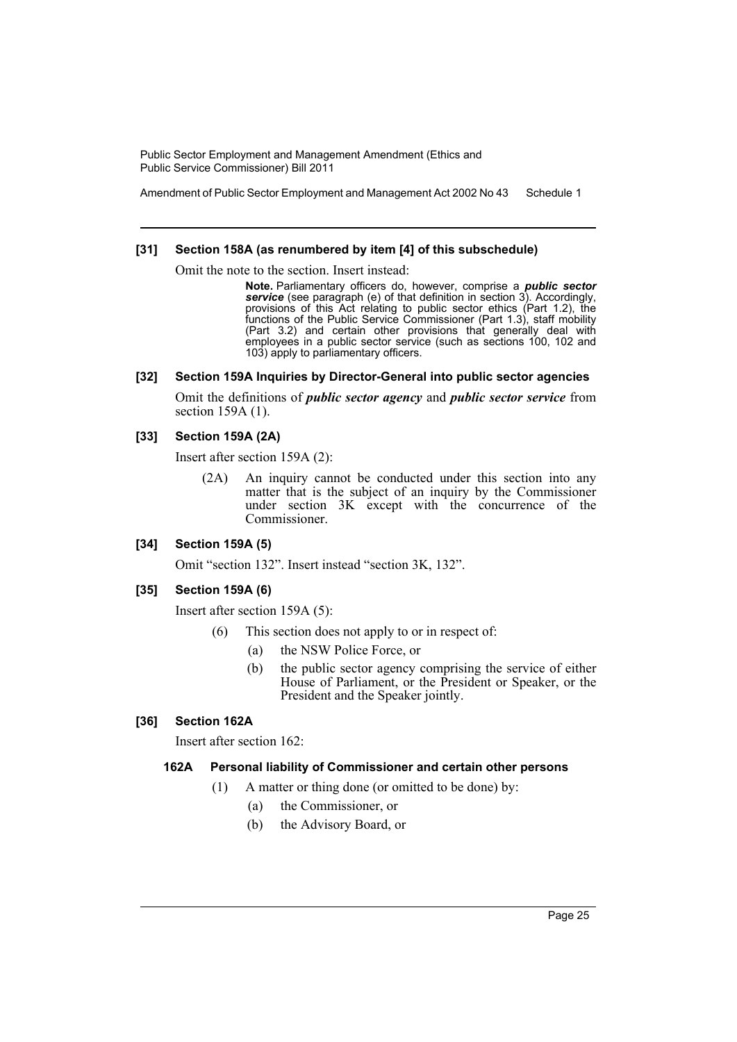#### [31] Section 158A (as renumbered by item [4] of this subschedule)

Omit the note to the section. Insert instead:

> **Note.** Parliamentary officers do, however, comprise a ***public sector service*** (see paragraph (e) of that definition in section 3). Accordingly, provisions of this Act relating to public sector ethics (Part 1.2), the functions of the Public Service Commissioner (Part 1.3), staff mobility (Part 3.2) and certain other provisions that generally deal with employees in a public sector service (such as sections 100, 102 and 103) apply to parliamentary officers.

#### [32] Section 159A Inquiries by Director-General into public sector agencies

Omit the definitions of ***public sector agency*** and ***public sector service*** from section 159A (1).

#### [33] Section 159A (2A)

Insert after section 159A (2):

> (2A) An inquiry cannot be conducted under this section into any matter that is the subject of an inquiry by the Commissioner under section 3K except with the concurrence of the Commissioner.

#### [34] Section 159A (5)

Omit "section 132". Insert instead "section 3K, 132".

#### [35] Section 159A (6)

Insert after section 159A (5):

> (6) This section does not apply to or in respect of:
>
> (a) the NSW Police Force, or
>
> (b) the public sector agency comprising the service of either House of Parliament, or the President or Speaker, or the President and the Speaker jointly.

#### [36] Section 162A

Insert after section 162:

> **162A Personal liability of Commissioner and certain other persons**
>
> (1) A matter or thing done (or omitted to be done) by:
>
> (a) the Commissioner, or
>
> (b) the Advisory Board, or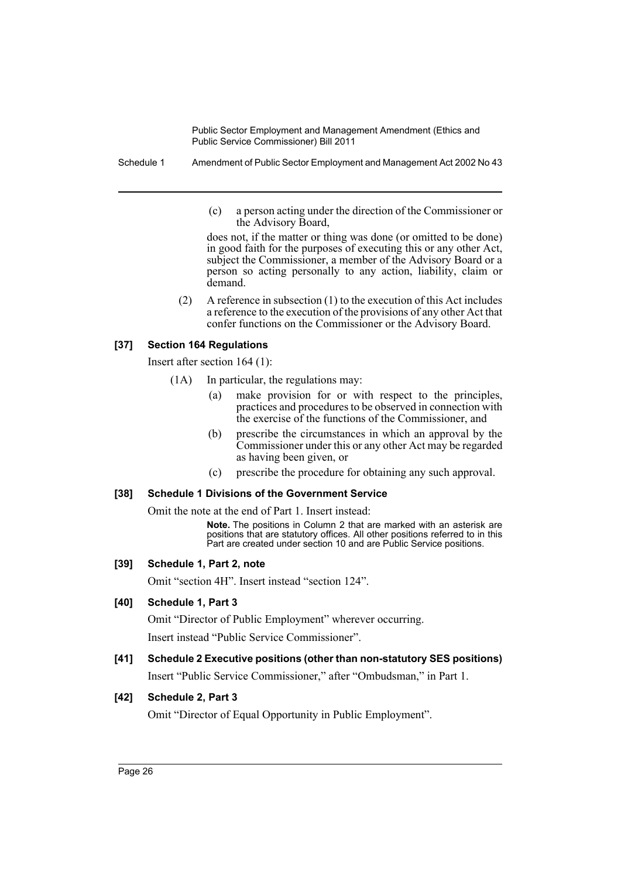(c) a person acting under the direction of the Commissioner or the Advisory Board,

does not, if the matter or thing was done (or omitted to be done) in good faith for the purposes of executing this or any other Act, subject the Commissioner, a member of the Advisory Board or a person so acting personally to any action, liability, claim or demand.

(2) A reference in subsection (1) to the execution of this Act includes a reference to the execution of the provisions of any other Act that confer functions on the Commissioner or the Advisory Board.

#### [37] Section 164 Regulations

Insert after section 164 (1):

(1A) In particular, the regulations may:

(a) make provision for or with respect to the principles, practices and procedures to be observed in connection with the exercise of the functions of the Commissioner, and

(b) prescribe the circumstances in which an approval by the Commissioner under this or any other Act may be regarded as having been given, or

(c) prescribe the procedure for obtaining any such approval.

#### [38] Schedule 1 Divisions of the Government Service

Omit the note at the end of Part 1. Insert instead:

**Note.** The positions in Column 2 that are marked with an asterisk are positions that are statutory offices. All other positions referred to in this Part are created under section 10 and are Public Service positions.

#### [39] Schedule 1, Part 2, note

Omit "section 4H". Insert instead "section 124".

#### [40] Schedule 1, Part 3

Omit "Director of Public Employment" wherever occurring.

Insert instead "Public Service Commissioner".

#### [41] Schedule 2 Executive positions (other than non-statutory SES positions)

Insert "Public Service Commissioner," after "Ombudsman," in Part 1.

#### [42] Schedule 2, Part 3

Omit "Director of Equal Opportunity in Public Employment".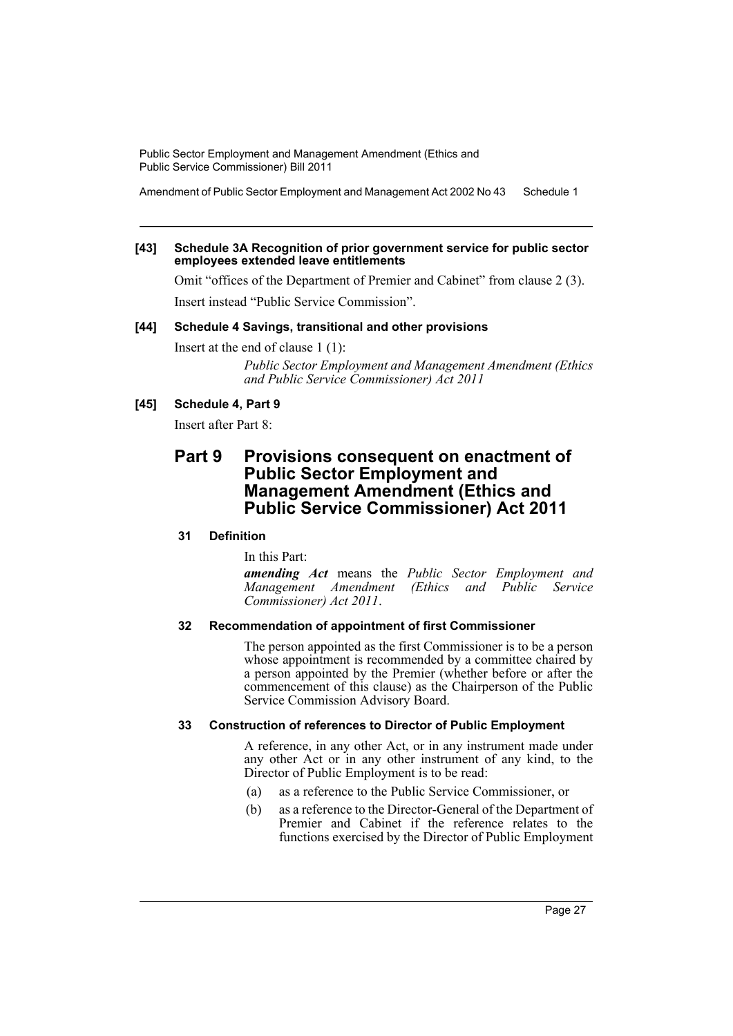**[43] Schedule 3A Recognition of prior government service for public sector employees extended leave entitlements**

Omit "offices of the Department of Premier and Cabinet" from clause 2 (3).

Insert instead "Public Service Commission".

**[44] Schedule 4 Savings, transitional and other provisions**

Insert at the end of clause 1 (1):

*Public Sector Employment and Management Amendment (Ethics and Public Service Commissioner) Act 2011*

**[45] Schedule 4, Part 9**

Insert after Part 8:

## Part 9 Provisions consequent on enactment of Public Sector Employment and Management Amendment (Ethics and Public Service Commissioner) Act 2011

### 31 Definition

In this Part:

***amending Act*** means the *Public Sector Employment and Management Amendment (Ethics and Public Service Commissioner) Act 2011*.

### 32 Recommendation of appointment of first Commissioner

The person appointed as the first Commissioner is to be a person whose appointment is recommended by a committee chaired by a person appointed by the Premier (whether before or after the commencement of this clause) as the Chairperson of the Public Service Commission Advisory Board.

### 33 Construction of references to Director of Public Employment

A reference, in any other Act, or in any instrument made under any other Act or in any other instrument of any kind, to the Director of Public Employment is to be read:

(a) as a reference to the Public Service Commissioner, or

(b) as a reference to the Director-General of the Department of Premier and Cabinet if the reference relates to the functions exercised by the Director of Public Employment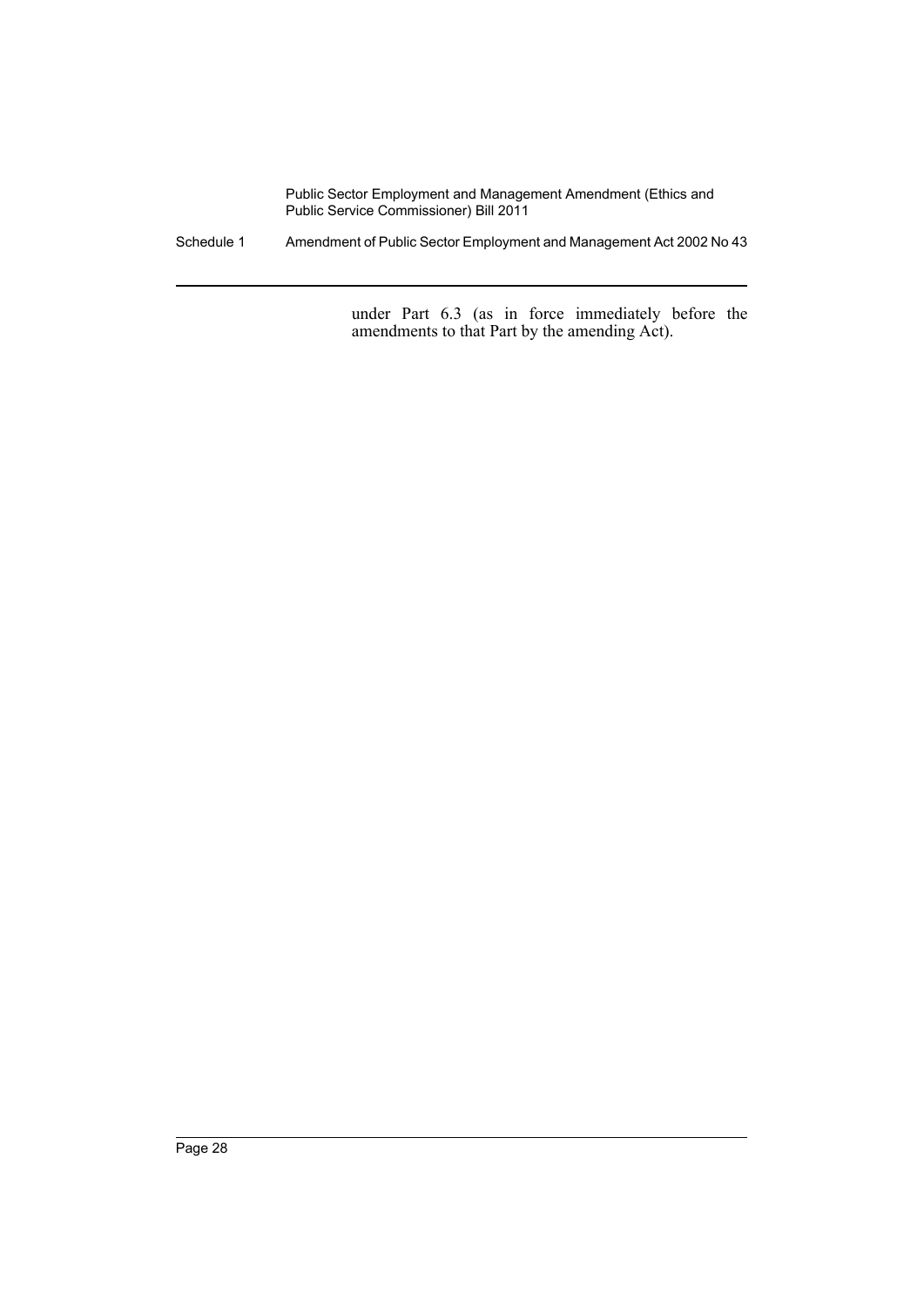under Part 6.3 (as in force immediately before the amendments to that Part by the amending Act).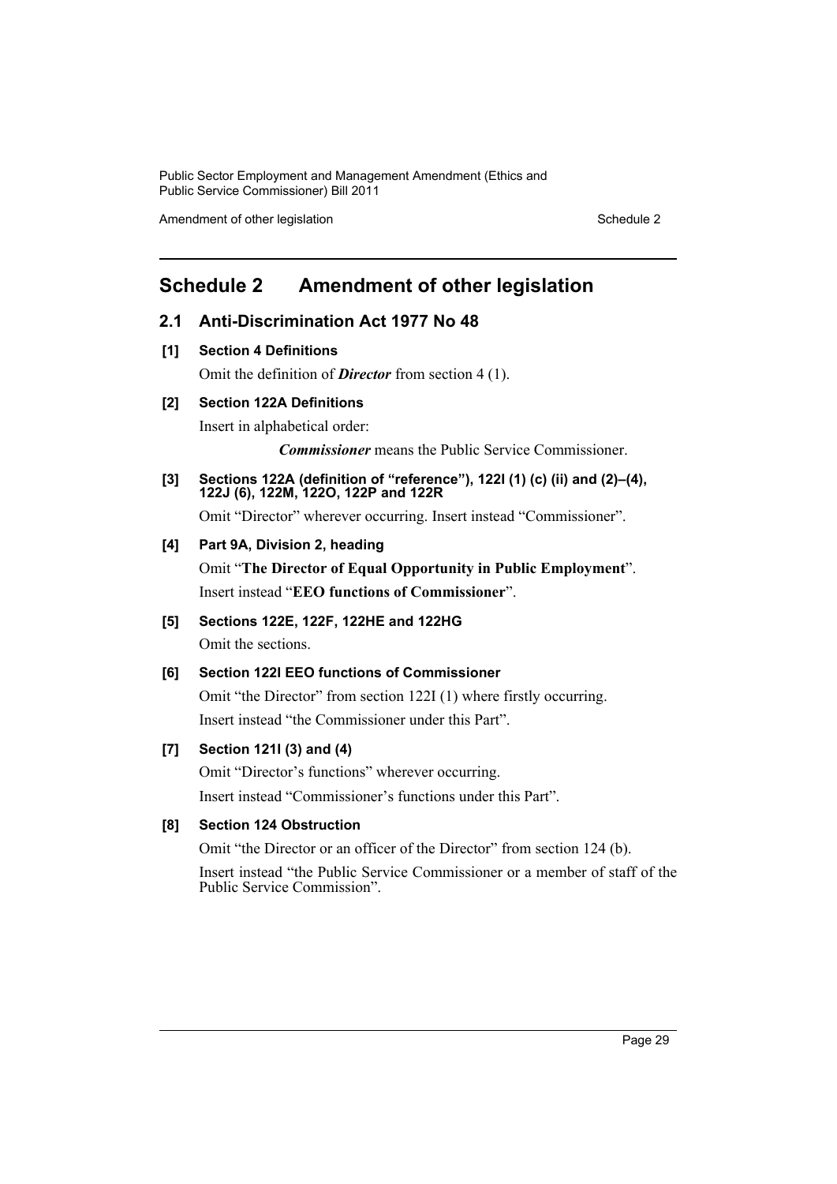# Schedule 2 Amendment of other legislation

## 2.1 Anti-Discrimination Act 1977 No 48

**[1] Section 4 Definitions**

Omit the definition of ***Director*** from section 4 (1).

**[2] Section 122A Definitions**

Insert in alphabetical order:

***Commissioner*** means the Public Service Commissioner.

**[3] Sections 122A (definition of "reference"), 122I (1) (c) (ii) and (2)–(4), 122J (6), 122M, 122O, 122P and 122R**

Omit "Director" wherever occurring. Insert instead "Commissioner".

**[4] Part 9A, Division 2, heading**

Omit "**The Director of Equal Opportunity in Public Employment**".

Insert instead "**EEO functions of Commissioner**".

**[5] Sections 122E, 122F, 122HE and 122HG**

Omit the sections.

**[6] Section 122I EEO functions of Commissioner**

Omit "the Director" from section 122I (1) where firstly occurring.

Insert instead "the Commissioner under this Part".

**[7] Section 121I (3) and (4)**

Omit "Director's functions" wherever occurring.

Insert instead "Commissioner's functions under this Part".

**[8] Section 124 Obstruction**

Omit "the Director or an officer of the Director" from section 124 (b).

Insert instead "the Public Service Commissioner or a member of staff of the Public Service Commission".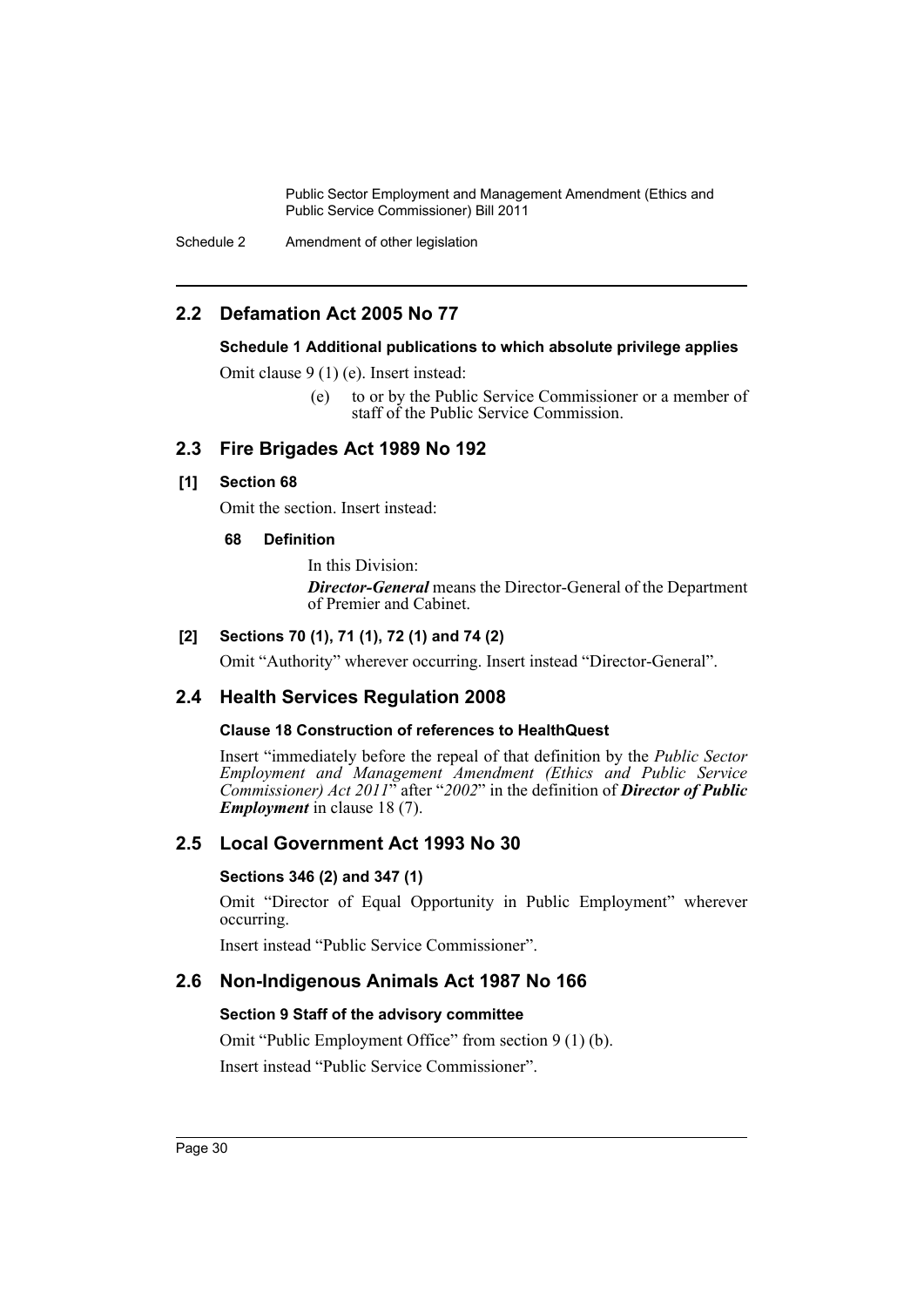## 2.2 Defamation Act 2005 No 77

### Schedule 1 Additional publications to which absolute privilege applies

Omit clause 9 (1) (e). Insert instead:

> (e) to or by the Public Service Commissioner or a member of staff of the Public Service Commission.

## 2.3 Fire Brigades Act 1989 No 192

### [1] Section 68

Omit the section. Insert instead:

> **68 Definition**
>
> In this Division:
>
> ***Director-General*** means the Director-General of the Department of Premier and Cabinet.

### [2] Sections 70 (1), 71 (1), 72 (1) and 74 (2)

Omit "Authority" wherever occurring. Insert instead "Director-General".

## 2.4 Health Services Regulation 2008

### Clause 18 Construction of references to HealthQuest

Insert "immediately before the repeal of that definition by the *Public Sector Employment and Management Amendment (Ethics and Public Service Commissioner) Act 2011*" after "*2002*" in the definition of ***Director of Public Employment*** in clause 18 (7).

## 2.5 Local Government Act 1993 No 30

### Sections 346 (2) and 347 (1)

Omit "Director of Equal Opportunity in Public Employment" wherever occurring.

Insert instead "Public Service Commissioner".

## 2.6 Non-Indigenous Animals Act 1987 No 166

### Section 9 Staff of the advisory committee

Omit "Public Employment Office" from section 9 (1) (b).

Insert instead "Public Service Commissioner".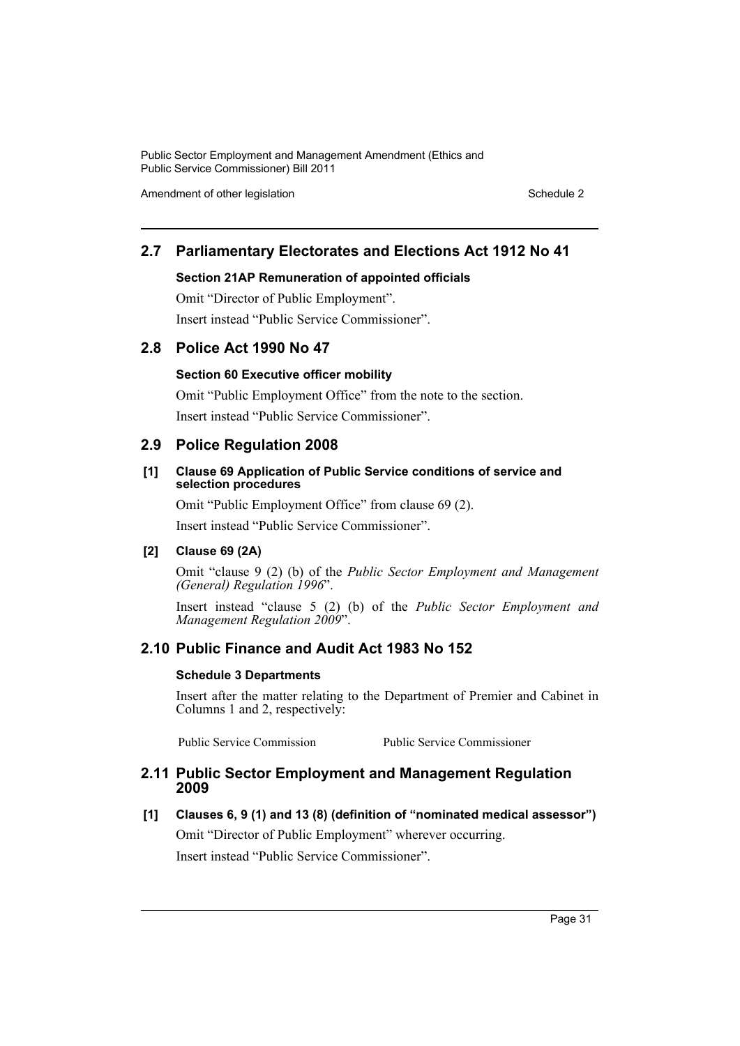## 2.7 Parliamentary Electorates and Elections Act 1912 No 41

### Section 21AP Remuneration of appointed officials

Omit "Director of Public Employment".

Insert instead "Public Service Commissioner".

## 2.8 Police Act 1990 No 47

### Section 60 Executive officer mobility

Omit "Public Employment Office" from the note to the section.

Insert instead "Public Service Commissioner".

## 2.9 Police Regulation 2008

### [1] Clause 69 Application of Public Service conditions of service and selection procedures

Omit "Public Employment Office" from clause 69 (2).

Insert instead "Public Service Commissioner".

### [2] Clause 69 (2A)

Omit "clause 9 (2) (b) of the *Public Sector Employment and Management (General) Regulation 1996*".

Insert instead "clause 5 (2) (b) of the *Public Sector Employment and Management Regulation 2009*".

## 2.10 Public Finance and Audit Act 1983 No 152

### Schedule 3 Departments

Insert after the matter relating to the Department of Premier and Cabinet in Columns 1 and 2, respectively:

| | |
|---|---|
| Public Service Commission | Public Service Commissioner |

## 2.11 Public Sector Employment and Management Regulation 2009

### [1] Clauses 6, 9 (1) and 13 (8) (definition of "nominated medical assessor")

Omit "Director of Public Employment" wherever occurring.

Insert instead "Public Service Commissioner".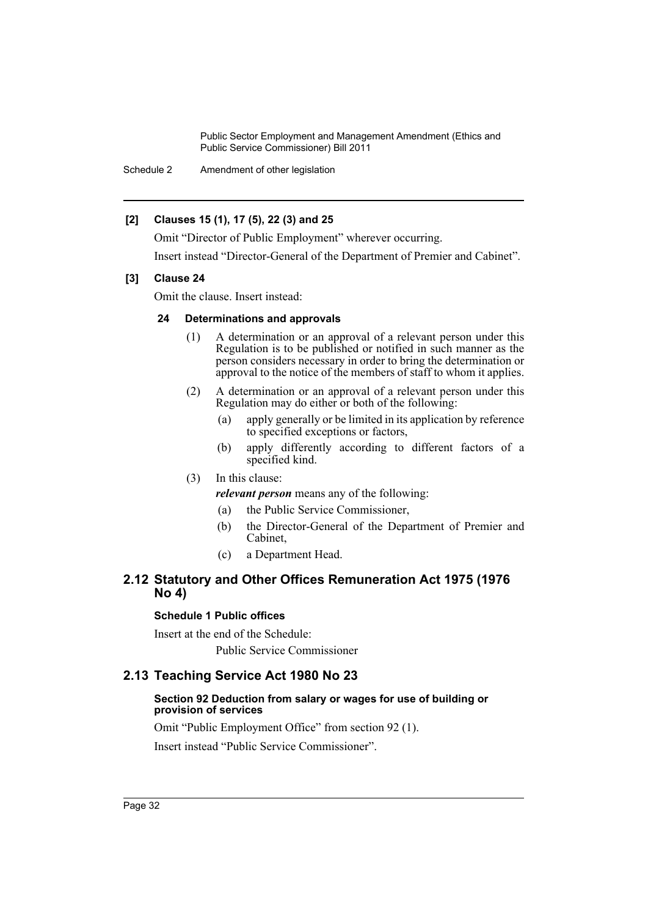**[2] Clauses 15 (1), 17 (5), 22 (3) and 25**

Omit "Director of Public Employment" wherever occurring.

Insert instead "Director-General of the Department of Premier and Cabinet".

**[3] Clause 24**

Omit the clause. Insert instead:

**24 Determinations and approvals**

(1) A determination or an approval of a relevant person under this Regulation is to be published or notified in such manner as the person considers necessary in order to bring the determination or approval to the notice of the members of staff to whom it applies.

(2) A determination or an approval of a relevant person under this Regulation may do either or both of the following:

(a) apply generally or be limited in its application by reference to specified exceptions or factors,

(b) apply differently according to different factors of a specified kind.

(3) In this clause:

***relevant person*** means any of the following:

(a) the Public Service Commissioner,

(b) the Director-General of the Department of Premier and Cabinet,

(c) a Department Head.

## 2.12 Statutory and Other Offices Remuneration Act 1975 (1976 No 4)

**Schedule 1 Public offices**

Insert at the end of the Schedule:

Public Service Commissioner

## 2.13 Teaching Service Act 1980 No 23

**Section 92 Deduction from salary or wages for use of building or provision of services**

Omit "Public Employment Office" from section 92 (1).

Insert instead "Public Service Commissioner".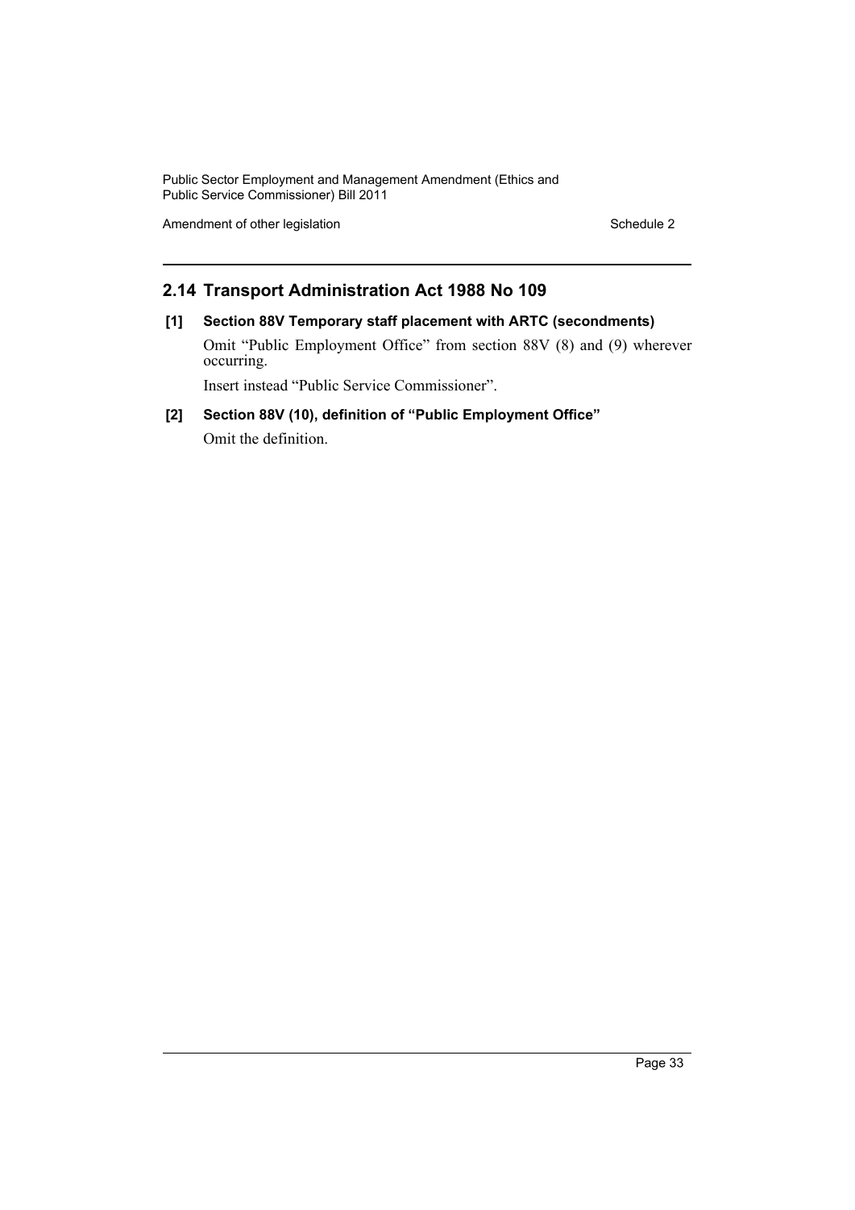## 2.14 Transport Administration Act 1988 No 109

**[1] Section 88V Temporary staff placement with ARTC (secondments)**

Omit "Public Employment Office" from section 88V (8) and (9) wherever occurring.

Insert instead "Public Service Commissioner".

**[2] Section 88V (10), definition of "Public Employment Office"**

Omit the definition.